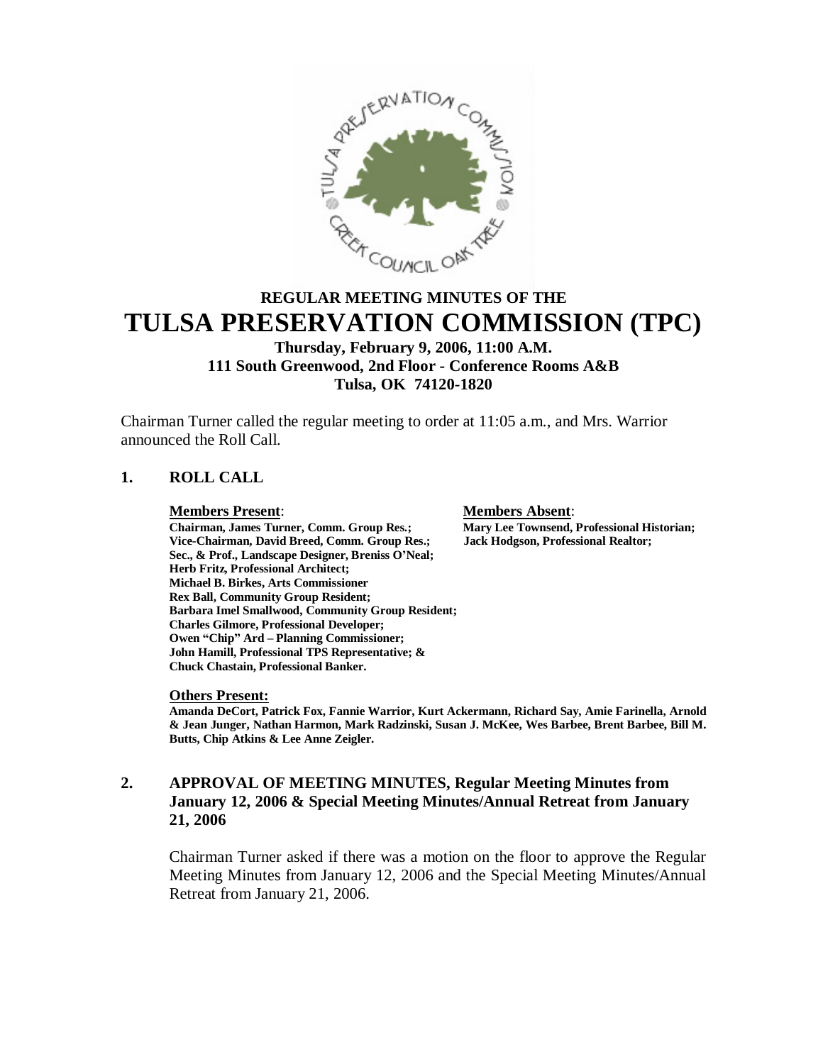# REGULAR MEETING MINUTES OF THE
# TULSA PRESERVATION COMMISSION (TPC)

**Thursday, February 9, 2006, 11:00 A.M.**
**111 South Greenwood, 2nd Floor - Conference Rooms A&B**
**Tulsa, OK 74120-1820**

Chairman Turner called the regular meeting to order at 11:05 a.m., and Mrs. Warrior announced the Roll Call.

## 1. ROLL CALL

**Members Present**:

**Chairman, James Turner, Comm. Group Res.;**
**Vice-Chairman, David Breed, Comm. Group Res.;**
**Sec., & Prof., Landscape Designer, Breniss O'Neal;**
**Herb Fritz, Professional Architect;**
**Michael B. Birkes, Arts Commissioner**
**Rex Ball, Community Group Resident;**
**Barbara Imel Smallwood, Community Group Resident;**
**Charles Gilmore, Professional Developer;**
**Owen "Chip" Ard – Planning Commissioner;**
**John Hamill, Professional TPS Representative; &**
**Chuck Chastain, Professional Banker.**

**Members Absent**:

**Mary Lee Townsend, Professional Historian;**
**Jack Hodgson, Professional Realtor;**

**Others Present:**

**Amanda DeCort, Patrick Fox, Fannie Warrior, Kurt Ackermann, Richard Say, Amie Farinella, Arnold & Jean Junger, Nathan Harmon, Mark Radzinski, Susan J. McKee, Wes Barbee, Brent Barbee, Bill M. Butts, Chip Atkins & Lee Anne Zeigler.**

## 2. APPROVAL OF MEETING MINUTES, Regular Meeting Minutes from January 12, 2006 & Special Meeting Minutes/Annual Retreat from January 21, 2006

Chairman Turner asked if there was a motion on the floor to approve the Regular Meeting Minutes from January 12, 2006 and the Special Meeting Minutes/Annual Retreat from January 21, 2006.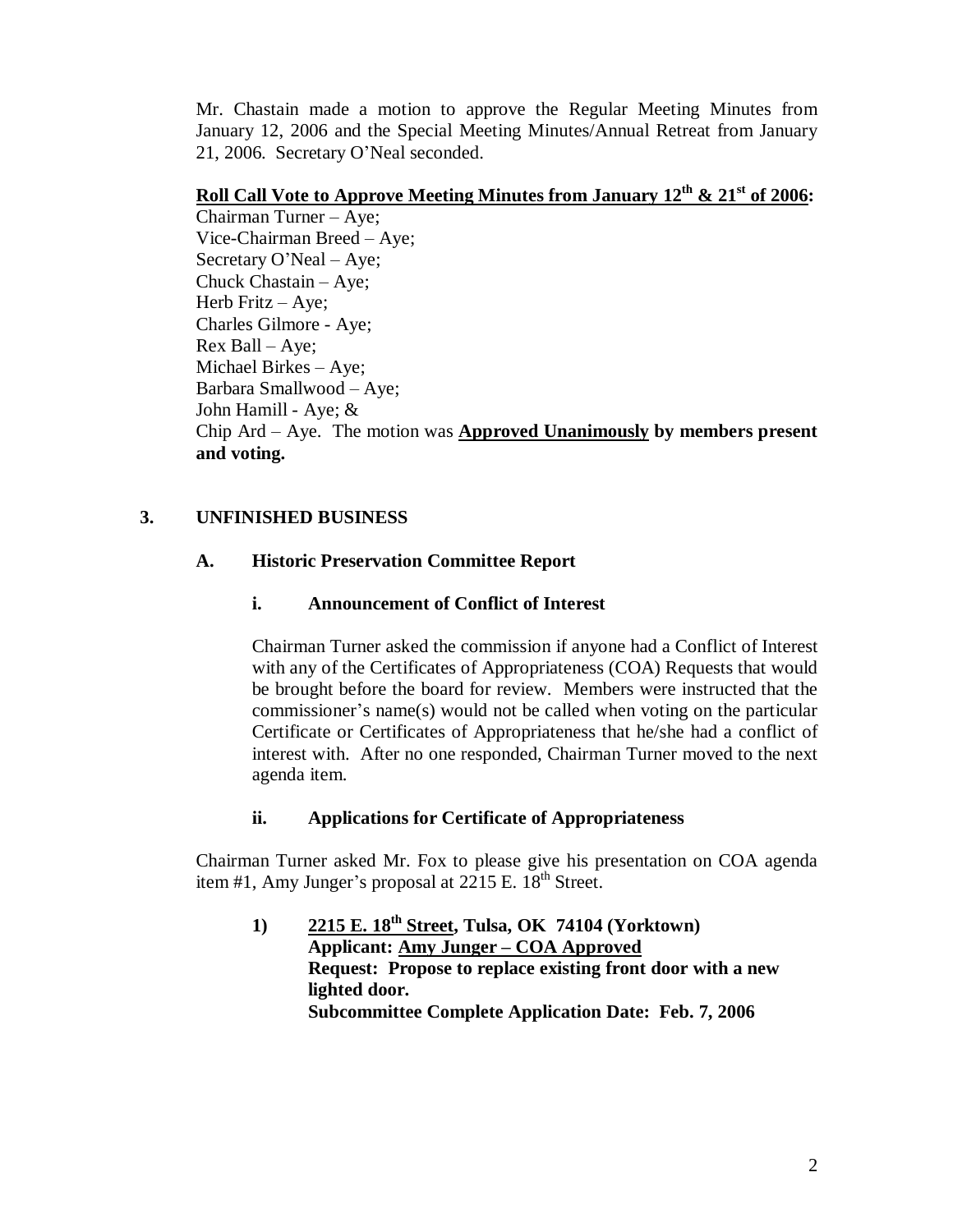Mr. Chastain made a motion to approve the Regular Meeting Minutes from January 12, 2006 and the Special Meeting Minutes/Annual Retreat from January 21, 2006. Secretary O'Neal seconded.

**Roll Call Vote to Approve Meeting Minutes from January 12th & 21st of 2006:**

Chairman Turner – Aye;
Vice-Chairman Breed – Aye;
Secretary O'Neal – Aye;
Chuck Chastain – Aye;
Herb Fritz – Aye;
Charles Gilmore - Aye;
Rex Ball – Aye;
Michael Birkes – Aye;
Barbara Smallwood – Aye;
John Hamill - Aye; &
Chip Ard – Aye. The motion was **Approved Unanimously by members present and voting.**

## 3. UNFINISHED BUSINESS

### A. Historic Preservation Committee Report

#### i. Announcement of Conflict of Interest

Chairman Turner asked the commission if anyone had a Conflict of Interest with any of the Certificates of Appropriateness (COA) Requests that would be brought before the board for review. Members were instructed that the commissioner's name(s) would not be called when voting on the particular Certificate or Certificates of Appropriateness that he/she had a conflict of interest with. After no one responded, Chairman Turner moved to the next agenda item.

#### ii. Applications for Certificate of Appropriateness

Chairman Turner asked Mr. Fox to please give his presentation on COA agenda item #1, Amy Junger's proposal at 2215 E. 18th Street.

**1) 2215 E. 18th Street, Tulsa, OK 74104 (Yorktown)**
**Applicant: Amy Junger – COA Approved**
**Request: Propose to replace existing front door with a new lighted door.**
**Subcommittee Complete Application Date: Feb. 7, 2006**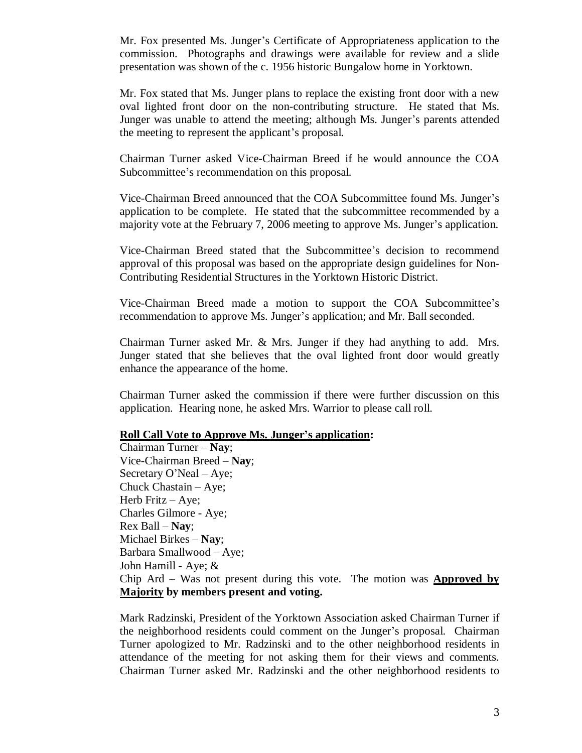Mr. Fox presented Ms. Junger's Certificate of Appropriateness application to the commission. Photographs and drawings were available for review and a slide presentation was shown of the c. 1956 historic Bungalow home in Yorktown.

Mr. Fox stated that Ms. Junger plans to replace the existing front door with a new oval lighted front door on the non-contributing structure. He stated that Ms. Junger was unable to attend the meeting; although Ms. Junger's parents attended the meeting to represent the applicant's proposal.

Chairman Turner asked Vice-Chairman Breed if he would announce the COA Subcommittee's recommendation on this proposal.

Vice-Chairman Breed announced that the COA Subcommittee found Ms. Junger's application to be complete. He stated that the subcommittee recommended by a majority vote at the February 7, 2006 meeting to approve Ms. Junger's application.

Vice-Chairman Breed stated that the Subcommittee's decision to recommend approval of this proposal was based on the appropriate design guidelines for Non-Contributing Residential Structures in the Yorktown Historic District.

Vice-Chairman Breed made a motion to support the COA Subcommittee's recommendation to approve Ms. Junger's application; and Mr. Ball seconded.

Chairman Turner asked Mr. & Mrs. Junger if they had anything to add. Mrs. Junger stated that she believes that the oval lighted front door would greatly enhance the appearance of the home.

Chairman Turner asked the commission if there were further discussion on this application. Hearing none, he asked Mrs. Warrior to please call roll.

**Roll Call Vote to Approve Ms. Junger's application:**

Chairman Turner – **Nay**;
Vice-Chairman Breed – **Nay**;
Secretary O'Neal – Aye;
Chuck Chastain – Aye;
Herb Fritz – Aye;
Charles Gilmore - Aye;
Rex Ball – **Nay**;
Michael Birkes – **Nay**;
Barbara Smallwood – Aye;
John Hamill - Aye; &
Chip Ard – Was not present during this vote. The motion was **Approved by Majority by members present and voting.**

Mark Radzinski, President of the Yorktown Association asked Chairman Turner if the neighborhood residents could comment on the Junger's proposal. Chairman Turner apologized to Mr. Radzinski and to the other neighborhood residents in attendance of the meeting for not asking them for their views and comments. Chairman Turner asked Mr. Radzinski and the other neighborhood residents to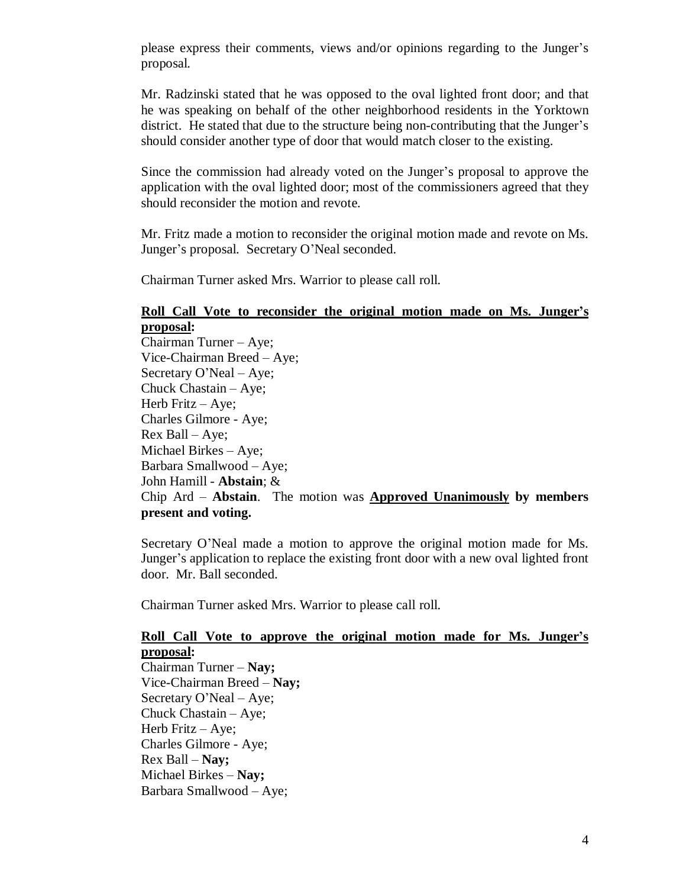please express their comments, views and/or opinions regarding to the Junger's proposal.

Mr. Radzinski stated that he was opposed to the oval lighted front door; and that he was speaking on behalf of the other neighborhood residents in the Yorktown district. He stated that due to the structure being non-contributing that the Junger's should consider another type of door that would match closer to the existing.

Since the commission had already voted on the Junger's proposal to approve the application with the oval lighted door; most of the commissioners agreed that they should reconsider the motion and revote.

Mr. Fritz made a motion to reconsider the original motion made and revote on Ms. Junger's proposal. Secretary O'Neal seconded.

Chairman Turner asked Mrs. Warrior to please call roll.

**<u>Roll Call Vote to reconsider the original motion made on Ms. Junger's proposal</u>:**
Chairman Turner – Aye;
Vice-Chairman Breed – Aye;
Secretary O'Neal – Aye;
Chuck Chastain – Aye;
Herb Fritz – Aye;
Charles Gilmore - Aye;
Rex Ball – Aye;
Michael Birkes – Aye;
Barbara Smallwood – Aye;
John Hamill - **Abstain**; &
Chip Ard – **Abstain**. The motion was **<u>Approved Unanimously</u> by members present and voting.**

Secretary O'Neal made a motion to approve the original motion made for Ms. Junger's application to replace the existing front door with a new oval lighted front door. Mr. Ball seconded.

Chairman Turner asked Mrs. Warrior to please call roll.

**<u>Roll Call Vote to approve the original motion made for Ms. Junger's proposal</u>:**
Chairman Turner – **Nay;**
Vice-Chairman Breed – **Nay;**
Secretary O'Neal – Aye;
Chuck Chastain – Aye;
Herb Fritz – Aye;
Charles Gilmore - Aye;
Rex Ball – **Nay;**
Michael Birkes – **Nay;**
Barbara Smallwood – Aye;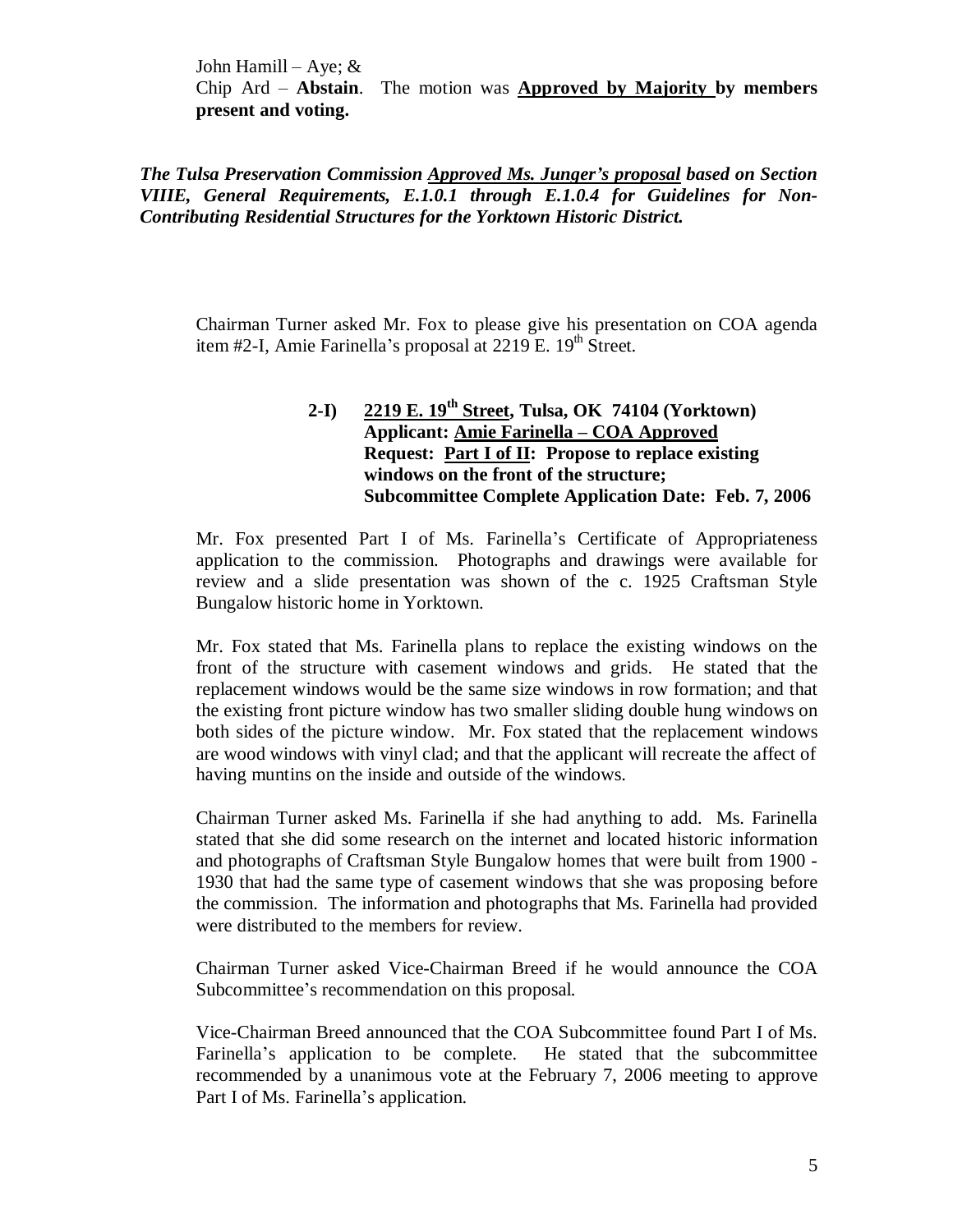John Hamill – Aye; &
Chip Ard – **Abstain**. The motion was **Approved by Majority by members present and voting.**

***The Tulsa Preservation Commission Approved Ms. Junger's proposal based on Section VIIIE, General Requirements, E.1.0.1 through E.1.0.4 for Guidelines for Non-Contributing Residential Structures for the Yorktown Historic District.***

Chairman Turner asked Mr. Fox to please give his presentation on COA agenda item #2-I, Amie Farinella's proposal at 2219 E. 19th Street.

**2-I) 2219 E. 19th Street, Tulsa, OK 74104 (Yorktown)**
**Applicant: Amie Farinella – COA Approved**
**Request: Part I of II: Propose to replace existing windows on the front of the structure;**
**Subcommittee Complete Application Date: Feb. 7, 2006**

Mr. Fox presented Part I of Ms. Farinella's Certificate of Appropriateness application to the commission. Photographs and drawings were available for review and a slide presentation was shown of the c. 1925 Craftsman Style Bungalow historic home in Yorktown.

Mr. Fox stated that Ms. Farinella plans to replace the existing windows on the front of the structure with casement windows and grids. He stated that the replacement windows would be the same size windows in row formation; and that the existing front picture window has two smaller sliding double hung windows on both sides of the picture window. Mr. Fox stated that the replacement windows are wood windows with vinyl clad; and that the applicant will recreate the affect of having muntins on the inside and outside of the windows.

Chairman Turner asked Ms. Farinella if she had anything to add. Ms. Farinella stated that she did some research on the internet and located historic information and photographs of Craftsman Style Bungalow homes that were built from 1900 - 1930 that had the same type of casement windows that she was proposing before the commission. The information and photographs that Ms. Farinella had provided were distributed to the members for review.

Chairman Turner asked Vice-Chairman Breed if he would announce the COA Subcommittee's recommendation on this proposal.

Vice-Chairman Breed announced that the COA Subcommittee found Part I of Ms. Farinella's application to be complete. He stated that the subcommittee recommended by a unanimous vote at the February 7, 2006 meeting to approve Part I of Ms. Farinella's application.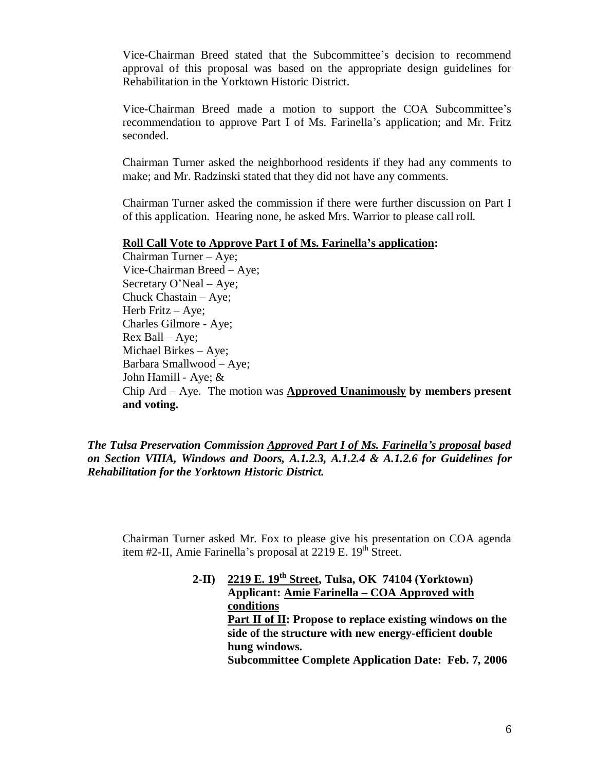Vice-Chairman Breed stated that the Subcommittee's decision to recommend approval of this proposal was based on the appropriate design guidelines for Rehabilitation in the Yorktown Historic District.

Vice-Chairman Breed made a motion to support the COA Subcommittee's recommendation to approve Part I of Ms. Farinella's application; and Mr. Fritz seconded.

Chairman Turner asked the neighborhood residents if they had any comments to make; and Mr. Radzinski stated that they did not have any comments.

Chairman Turner asked the commission if there were further discussion on Part I of this application. Hearing none, he asked Mrs. Warrior to please call roll.

**Roll Call Vote to Approve Part I of Ms. Farinella's application:**

Chairman Turner – Aye;
Vice-Chairman Breed – Aye;
Secretary O'Neal – Aye;
Chuck Chastain – Aye;
Herb Fritz – Aye;
Charles Gilmore - Aye;
Rex Ball – Aye;
Michael Birkes – Aye;
Barbara Smallwood – Aye;
John Hamill - Aye; &
Chip Ard – Aye. The motion was **Approved Unanimously by members present and voting.**

***The Tulsa Preservation Commission Approved Part I of Ms. Farinella's proposal based on Section VIIIA, Windows and Doors, A.1.2.3, A.1.2.4 & A.1.2.6 for Guidelines for Rehabilitation for the Yorktown Historic District.***

Chairman Turner asked Mr. Fox to please give his presentation on COA agenda item #2-II, Amie Farinella's proposal at 2219 E. 19th Street.

**2-II) 2219 E. 19th Street, Tulsa, OK 74104 (Yorktown)**
**Applicant: Amie Farinella – COA Approved with conditions**
**Part II of II: Propose to replace existing windows on the side of the structure with new energy-efficient double hung windows.**
**Subcommittee Complete Application Date: Feb. 7, 2006**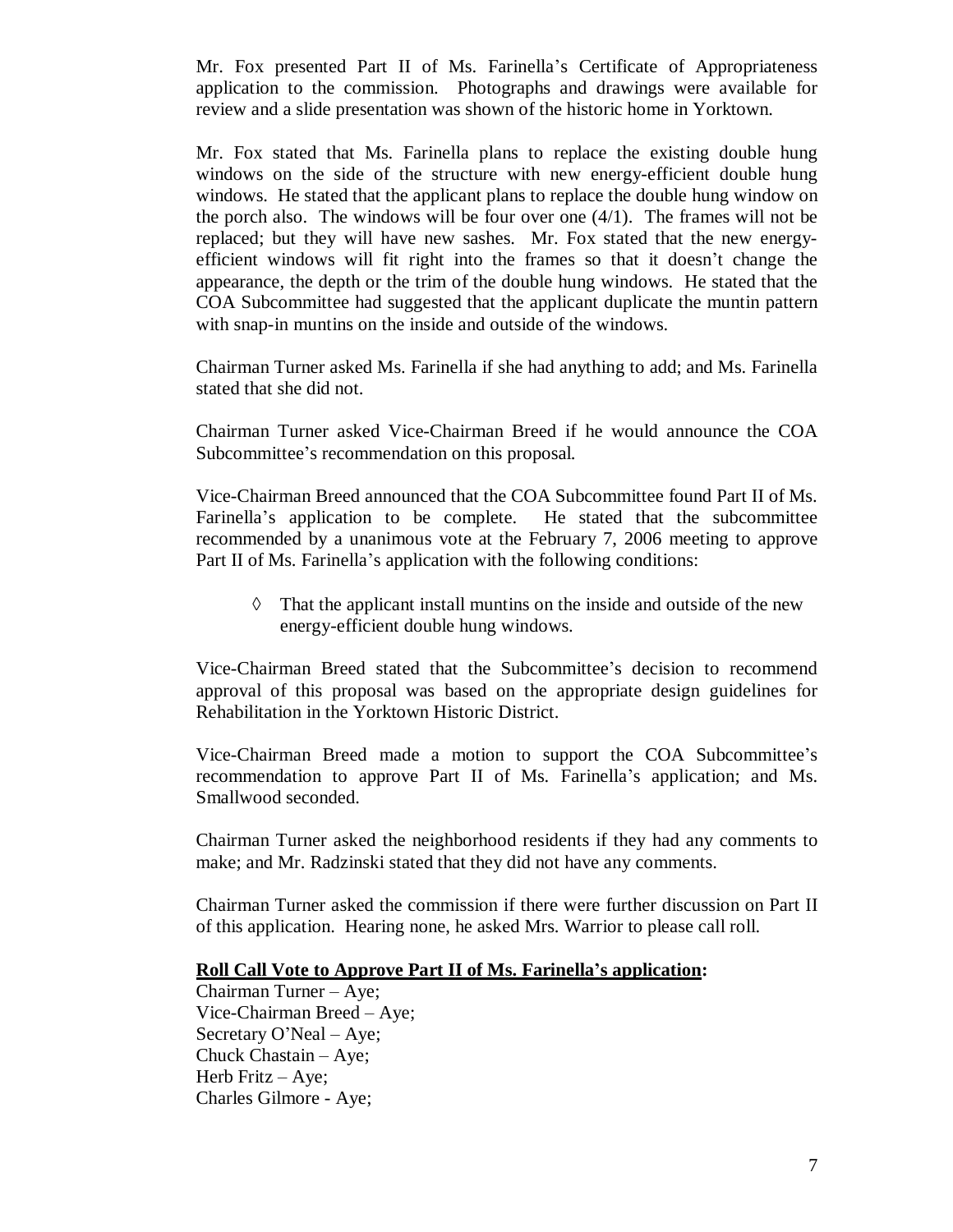Mr. Fox presented Part II of Ms. Farinella's Certificate of Appropriateness application to the commission. Photographs and drawings were available for review and a slide presentation was shown of the historic home in Yorktown.

Mr. Fox stated that Ms. Farinella plans to replace the existing double hung windows on the side of the structure with new energy-efficient double hung windows. He stated that the applicant plans to replace the double hung window on the porch also. The windows will be four over one (4/1). The frames will not be replaced; but they will have new sashes. Mr. Fox stated that the new energy-efficient windows will fit right into the frames so that it doesn't change the appearance, the depth or the trim of the double hung windows. He stated that the COA Subcommittee had suggested that the applicant duplicate the muntin pattern with snap-in muntins on the inside and outside of the windows.

Chairman Turner asked Ms. Farinella if she had anything to add; and Ms. Farinella stated that she did not.

Chairman Turner asked Vice-Chairman Breed if he would announce the COA Subcommittee's recommendation on this proposal.

Vice-Chairman Breed announced that the COA Subcommittee found Part II of Ms. Farinella's application to be complete. He stated that the subcommittee recommended by a unanimous vote at the February 7, 2006 meeting to approve Part II of Ms. Farinella's application with the following conditions:

- ◊ That the applicant install muntins on the inside and outside of the new energy-efficient double hung windows.

Vice-Chairman Breed stated that the Subcommittee's decision to recommend approval of this proposal was based on the appropriate design guidelines for Rehabilitation in the Yorktown Historic District.

Vice-Chairman Breed made a motion to support the COA Subcommittee's recommendation to approve Part II of Ms. Farinella's application; and Ms. Smallwood seconded.

Chairman Turner asked the neighborhood residents if they had any comments to make; and Mr. Radzinski stated that they did not have any comments.

Chairman Turner asked the commission if there were further discussion on Part II of this application. Hearing none, he asked Mrs. Warrior to please call roll.

**Roll Call Vote to Approve Part II of Ms. Farinella's application:**

Chairman Turner – Aye;
Vice-Chairman Breed – Aye;
Secretary O'Neal – Aye;
Chuck Chastain – Aye;
Herb Fritz – Aye;
Charles Gilmore - Aye;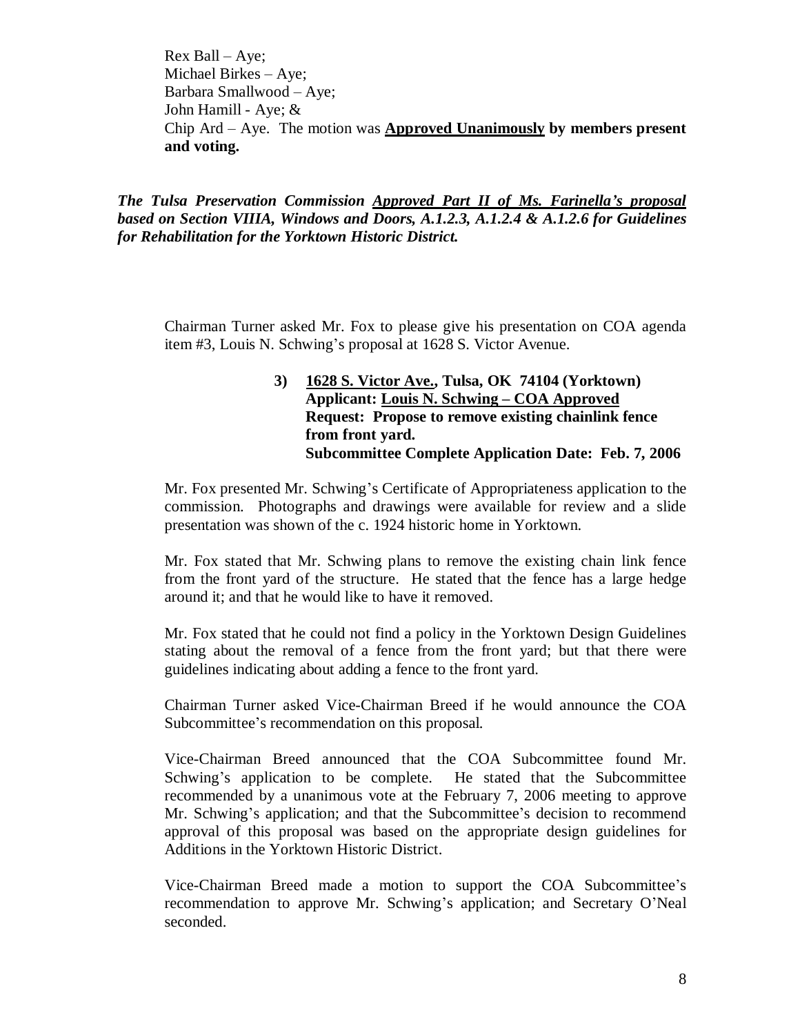Rex Ball – Aye;
Michael Birkes – Aye;
Barbara Smallwood – Aye;
John Hamill - Aye; &
Chip Ard – Aye. The motion was **Approved Unanimously by members present and voting.**

***The Tulsa Preservation Commission Approved Part II of Ms. Farinella's proposal based on Section VIIIA, Windows and Doors, A.1.2.3, A.1.2.4 & A.1.2.6 for Guidelines for Rehabilitation for the Yorktown Historic District.***

Chairman Turner asked Mr. Fox to please give his presentation on COA agenda item #3, Louis N. Schwing's proposal at 1628 S. Victor Avenue.

> **3) 1628 S. Victor Ave., Tulsa, OK 74104 (Yorktown)**
> **Applicant: Louis N. Schwing – COA Approved**
> **Request: Propose to remove existing chainlink fence from front yard.**
> **Subcommittee Complete Application Date: Feb. 7, 2006**

Mr. Fox presented Mr. Schwing's Certificate of Appropriateness application to the commission. Photographs and drawings were available for review and a slide presentation was shown of the c. 1924 historic home in Yorktown.

Mr. Fox stated that Mr. Schwing plans to remove the existing chain link fence from the front yard of the structure. He stated that the fence has a large hedge around it; and that he would like to have it removed.

Mr. Fox stated that he could not find a policy in the Yorktown Design Guidelines stating about the removal of a fence from the front yard; but that there were guidelines indicating about adding a fence to the front yard.

Chairman Turner asked Vice-Chairman Breed if he would announce the COA Subcommittee's recommendation on this proposal.

Vice-Chairman Breed announced that the COA Subcommittee found Mr. Schwing's application to be complete. He stated that the Subcommittee recommended by a unanimous vote at the February 7, 2006 meeting to approve Mr. Schwing's application; and that the Subcommittee's decision to recommend approval of this proposal was based on the appropriate design guidelines for Additions in the Yorktown Historic District.

Vice-Chairman Breed made a motion to support the COA Subcommittee's recommendation to approve Mr. Schwing's application; and Secretary O'Neal seconded.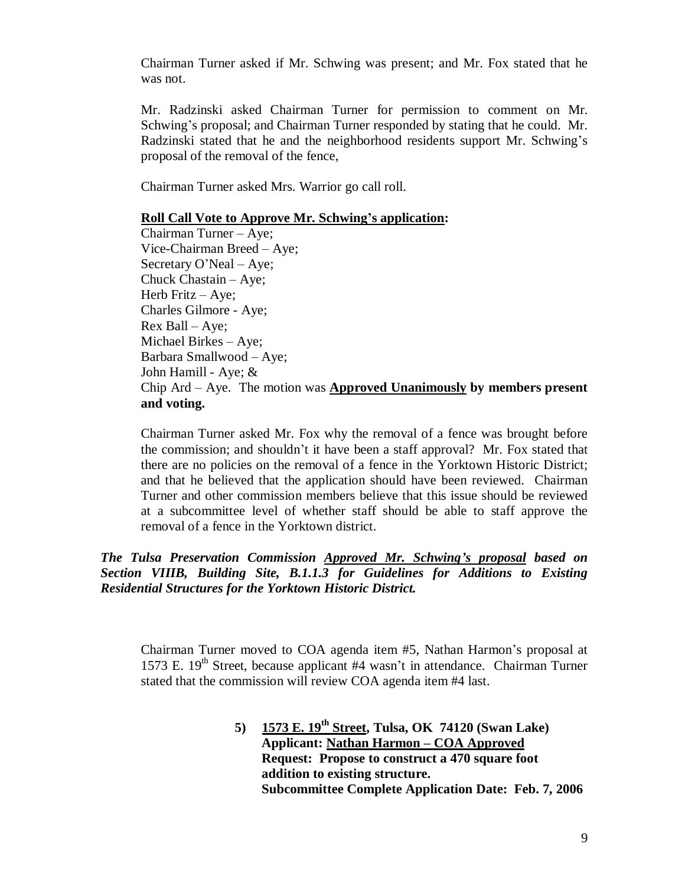Chairman Turner asked if Mr. Schwing was present; and Mr. Fox stated that he was not.

Mr. Radzinski asked Chairman Turner for permission to comment on Mr. Schwing's proposal; and Chairman Turner responded by stating that he could. Mr. Radzinski stated that he and the neighborhood residents support Mr. Schwing's proposal of the removal of the fence,

Chairman Turner asked Mrs. Warrior go call roll.

**Roll Call Vote to Approve Mr. Schwing's application:**

Chairman Turner – Aye;
Vice-Chairman Breed – Aye;
Secretary O'Neal – Aye;
Chuck Chastain – Aye;
Herb Fritz – Aye;
Charles Gilmore - Aye;
Rex Ball – Aye;
Michael Birkes – Aye;
Barbara Smallwood – Aye;
John Hamill - Aye; &
Chip Ard – Aye. The motion was **Approved Unanimously by members present and voting.**

Chairman Turner asked Mr. Fox why the removal of a fence was brought before the commission; and shouldn't it have been a staff approval? Mr. Fox stated that there are no policies on the removal of a fence in the Yorktown Historic District; and that he believed that the application should have been reviewed. Chairman Turner and other commission members believe that this issue should be reviewed at a subcommittee level of whether staff should be able to staff approve the removal of a fence in the Yorktown district.

***The Tulsa Preservation Commission Approved Mr. Schwing's proposal based on Section VIIIB, Building Site, B.1.1.3 for Guidelines for Additions to Existing Residential Structures for the Yorktown Historic District.***

Chairman Turner moved to COA agenda item #5, Nathan Harmon's proposal at 1573 E. 19th Street, because applicant #4 wasn't in attendance. Chairman Turner stated that the commission will review COA agenda item #4 last.

**5) 1573 E. 19th Street, Tulsa, OK 74120 (Swan Lake)**
**Applicant: Nathan Harmon – COA Approved**
**Request: Propose to construct a 470 square foot addition to existing structure.**
**Subcommittee Complete Application Date: Feb. 7, 2006**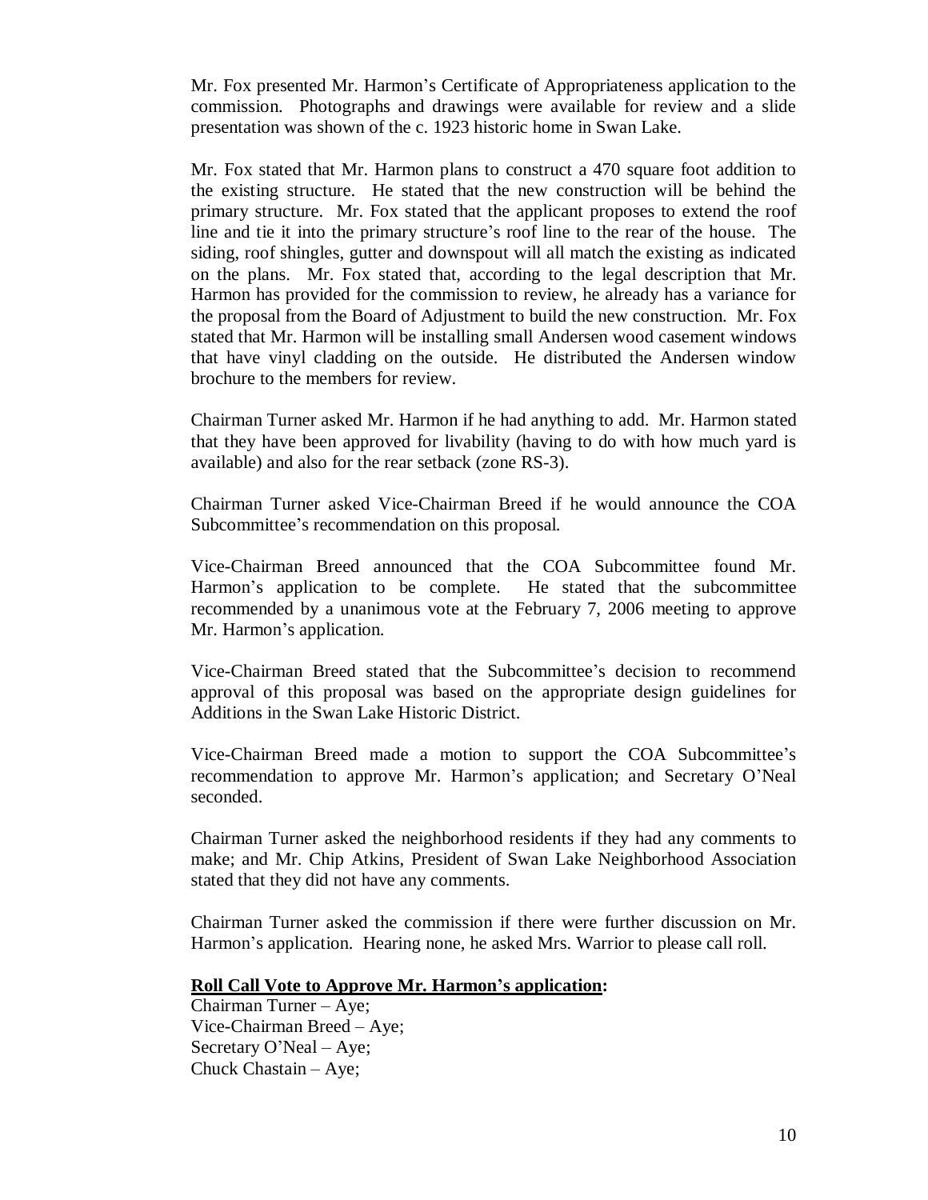Mr. Fox presented Mr. Harmon's Certificate of Appropriateness application to the commission. Photographs and drawings were available for review and a slide presentation was shown of the c. 1923 historic home in Swan Lake.

Mr. Fox stated that Mr. Harmon plans to construct a 470 square foot addition to the existing structure. He stated that the new construction will be behind the primary structure. Mr. Fox stated that the applicant proposes to extend the roof line and tie it into the primary structure's roof line to the rear of the house. The siding, roof shingles, gutter and downspout will all match the existing as indicated on the plans. Mr. Fox stated that, according to the legal description that Mr. Harmon has provided for the commission to review, he already has a variance for the proposal from the Board of Adjustment to build the new construction. Mr. Fox stated that Mr. Harmon will be installing small Andersen wood casement windows that have vinyl cladding on the outside. He distributed the Andersen window brochure to the members for review.

Chairman Turner asked Mr. Harmon if he had anything to add. Mr. Harmon stated that they have been approved for livability (having to do with how much yard is available) and also for the rear setback (zone RS-3).

Chairman Turner asked Vice-Chairman Breed if he would announce the COA Subcommittee's recommendation on this proposal.

Vice-Chairman Breed announced that the COA Subcommittee found Mr. Harmon's application to be complete. He stated that the subcommittee recommended by a unanimous vote at the February 7, 2006 meeting to approve Mr. Harmon's application.

Vice-Chairman Breed stated that the Subcommittee's decision to recommend approval of this proposal was based on the appropriate design guidelines for Additions in the Swan Lake Historic District.

Vice-Chairman Breed made a motion to support the COA Subcommittee's recommendation to approve Mr. Harmon's application; and Secretary O'Neal seconded.

Chairman Turner asked the neighborhood residents if they had any comments to make; and Mr. Chip Atkins, President of Swan Lake Neighborhood Association stated that they did not have any comments.

Chairman Turner asked the commission if there were further discussion on Mr. Harmon's application. Hearing none, he asked Mrs. Warrior to please call roll.

**Roll Call Vote to Approve Mr. Harmon's application:**
Chairman Turner – Aye;
Vice-Chairman Breed – Aye;
Secretary O'Neal – Aye;
Chuck Chastain – Aye;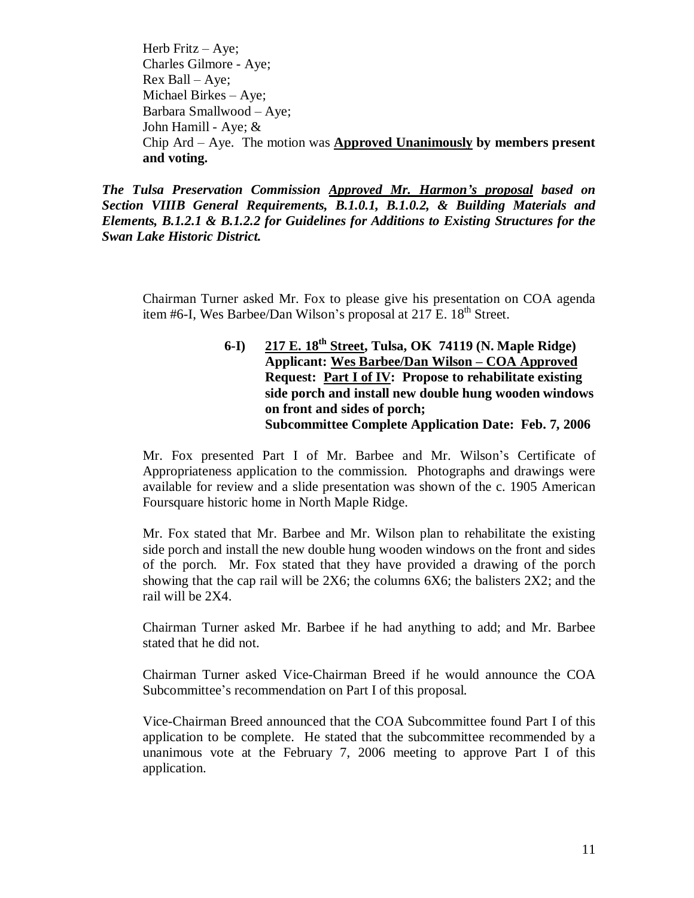Herb Fritz – Aye;
Charles Gilmore - Aye;
Rex Ball – Aye;
Michael Birkes – Aye;
Barbara Smallwood – Aye;
John Hamill - Aye; &
Chip Ard – Aye. The motion was **Approved Unanimously by members present and voting.**

***The Tulsa Preservation Commission Approved Mr. Harmon's proposal based on Section VIIIB General Requirements, B.1.0.1, B.1.0.2, & Building Materials and Elements, B.1.2.1 & B.1.2.2 for Guidelines for Additions to Existing Structures for the Swan Lake Historic District.***

Chairman Turner asked Mr. Fox to please give his presentation on COA agenda item #6-I, Wes Barbee/Dan Wilson's proposal at 217 E. 18th Street.

> **6-I) 217 E. 18th Street, Tulsa, OK 74119 (N. Maple Ridge)**
> **Applicant: Wes Barbee/Dan Wilson – COA Approved**
> **Request: Part I of IV: Propose to rehabilitate existing side porch and install new double hung wooden windows on front and sides of porch;**
> **Subcommittee Complete Application Date: Feb. 7, 2006**

Mr. Fox presented Part I of Mr. Barbee and Mr. Wilson's Certificate of Appropriateness application to the commission. Photographs and drawings were available for review and a slide presentation was shown of the c. 1905 American Foursquare historic home in North Maple Ridge.

Mr. Fox stated that Mr. Barbee and Mr. Wilson plan to rehabilitate the existing side porch and install the new double hung wooden windows on the front and sides of the porch. Mr. Fox stated that they have provided a drawing of the porch showing that the cap rail will be 2X6; the columns 6X6; the balisters 2X2; and the rail will be 2X4.

Chairman Turner asked Mr. Barbee if he had anything to add; and Mr. Barbee stated that he did not.

Chairman Turner asked Vice-Chairman Breed if he would announce the COA Subcommittee's recommendation on Part I of this proposal.

Vice-Chairman Breed announced that the COA Subcommittee found Part I of this application to be complete. He stated that the subcommittee recommended by a unanimous vote at the February 7, 2006 meeting to approve Part I of this application.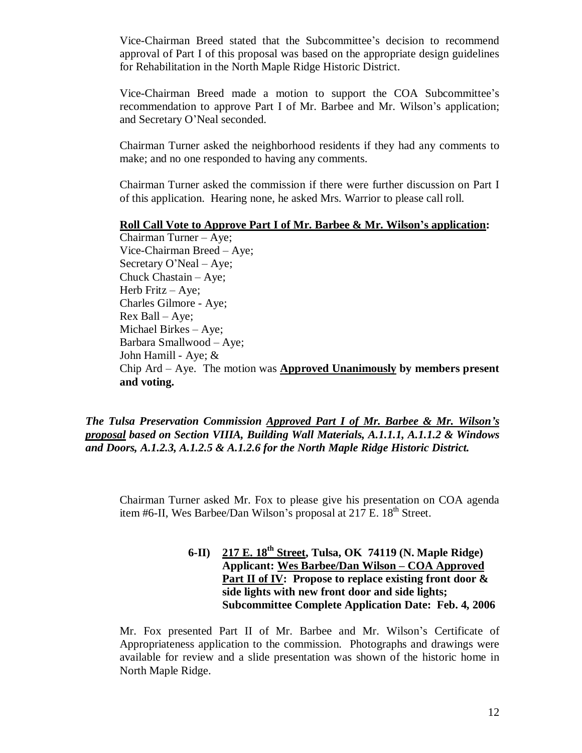Vice-Chairman Breed stated that the Subcommittee's decision to recommend approval of Part I of this proposal was based on the appropriate design guidelines for Rehabilitation in the North Maple Ridge Historic District.

Vice-Chairman Breed made a motion to support the COA Subcommittee's recommendation to approve Part I of Mr. Barbee and Mr. Wilson's application; and Secretary O'Neal seconded.

Chairman Turner asked the neighborhood residents if they had any comments to make; and no one responded to having any comments.

Chairman Turner asked the commission if there were further discussion on Part I of this application. Hearing none, he asked Mrs. Warrior to please call roll.

**Roll Call Vote to Approve Part I of Mr. Barbee & Mr. Wilson's application:**
Chairman Turner – Aye;
Vice-Chairman Breed – Aye;
Secretary O'Neal – Aye;
Chuck Chastain – Aye;
Herb Fritz – Aye;
Charles Gilmore - Aye;
Rex Ball – Aye;
Michael Birkes – Aye;
Barbara Smallwood – Aye;
John Hamill - Aye; &
Chip Ard – Aye. The motion was **Approved Unanimously by members present and voting.**

***The Tulsa Preservation Commission Approved Part I of Mr. Barbee & Mr. Wilson's proposal based on Section VIIIA, Building Wall Materials, A.1.1.1, A.1.1.2 & Windows and Doors, A.1.2.3, A.1.2.5 & A.1.2.6 for the North Maple Ridge Historic District.***

Chairman Turner asked Mr. Fox to please give his presentation on COA agenda item #6-II, Wes Barbee/Dan Wilson's proposal at 217 E. 18th Street.

**6-II) 217 E. 18th Street, Tulsa, OK 74119 (N. Maple Ridge)**
**Applicant: Wes Barbee/Dan Wilson – COA Approved**
**Part II of IV: Propose to replace existing front door & side lights with new front door and side lights;**
**Subcommittee Complete Application Date: Feb. 4, 2006**

Mr. Fox presented Part II of Mr. Barbee and Mr. Wilson's Certificate of Appropriateness application to the commission. Photographs and drawings were available for review and a slide presentation was shown of the historic home in North Maple Ridge.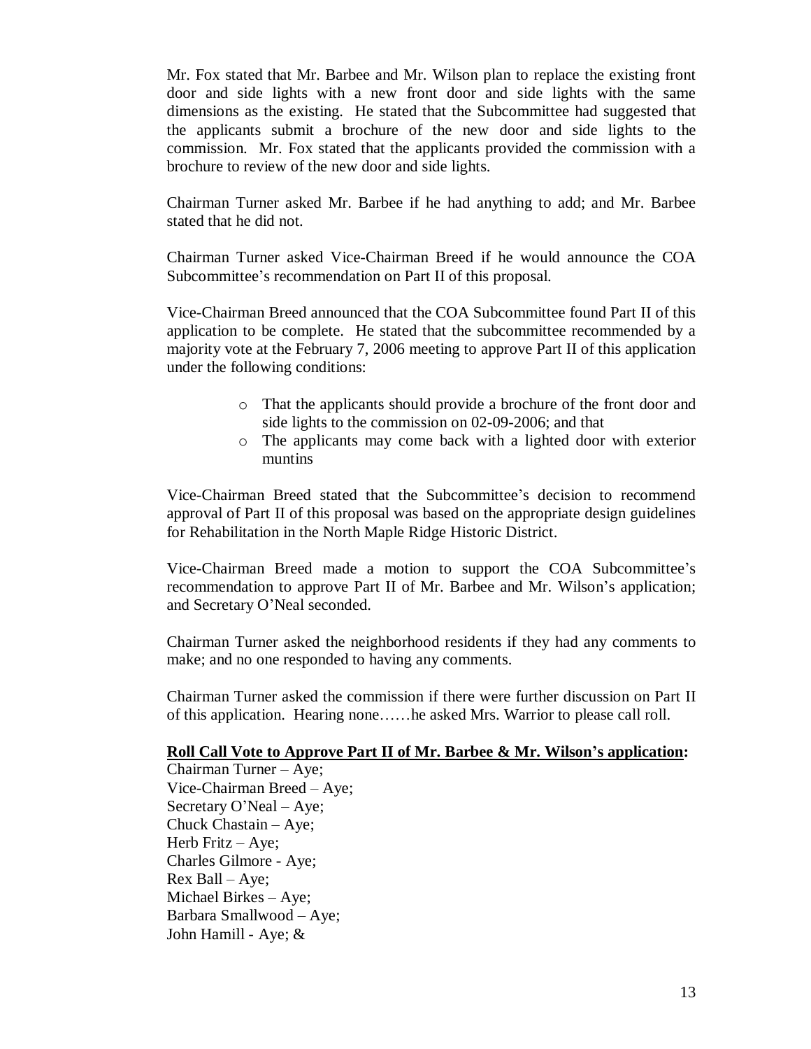Mr. Fox stated that Mr. Barbee and Mr. Wilson plan to replace the existing front door and side lights with a new front door and side lights with the same dimensions as the existing. He stated that the Subcommittee had suggested that the applicants submit a brochure of the new door and side lights to the commission. Mr. Fox stated that the applicants provided the commission with a brochure to review of the new door and side lights.

Chairman Turner asked Mr. Barbee if he had anything to add; and Mr. Barbee stated that he did not.

Chairman Turner asked Vice-Chairman Breed if he would announce the COA Subcommittee's recommendation on Part II of this proposal.

Vice-Chairman Breed announced that the COA Subcommittee found Part II of this application to be complete. He stated that the subcommittee recommended by a majority vote at the February 7, 2006 meeting to approve Part II of this application under the following conditions:

- That the applicants should provide a brochure of the front door and side lights to the commission on 02-09-2006; and that
- The applicants may come back with a lighted door with exterior muntins

Vice-Chairman Breed stated that the Subcommittee's decision to recommend approval of Part II of this proposal was based on the appropriate design guidelines for Rehabilitation in the North Maple Ridge Historic District.

Vice-Chairman Breed made a motion to support the COA Subcommittee's recommendation to approve Part II of Mr. Barbee and Mr. Wilson's application; and Secretary O'Neal seconded.

Chairman Turner asked the neighborhood residents if they had any comments to make; and no one responded to having any comments.

Chairman Turner asked the commission if there were further discussion on Part II of this application. Hearing none……he asked Mrs. Warrior to please call roll.

**Roll Call Vote to Approve Part II of Mr. Barbee & Mr. Wilson's application:**

Chairman Turner – Aye;
Vice-Chairman Breed – Aye;
Secretary O'Neal – Aye;
Chuck Chastain – Aye;
Herb Fritz – Aye;
Charles Gilmore - Aye;
Rex Ball – Aye;
Michael Birkes – Aye;
Barbara Smallwood – Aye;
John Hamill - Aye; &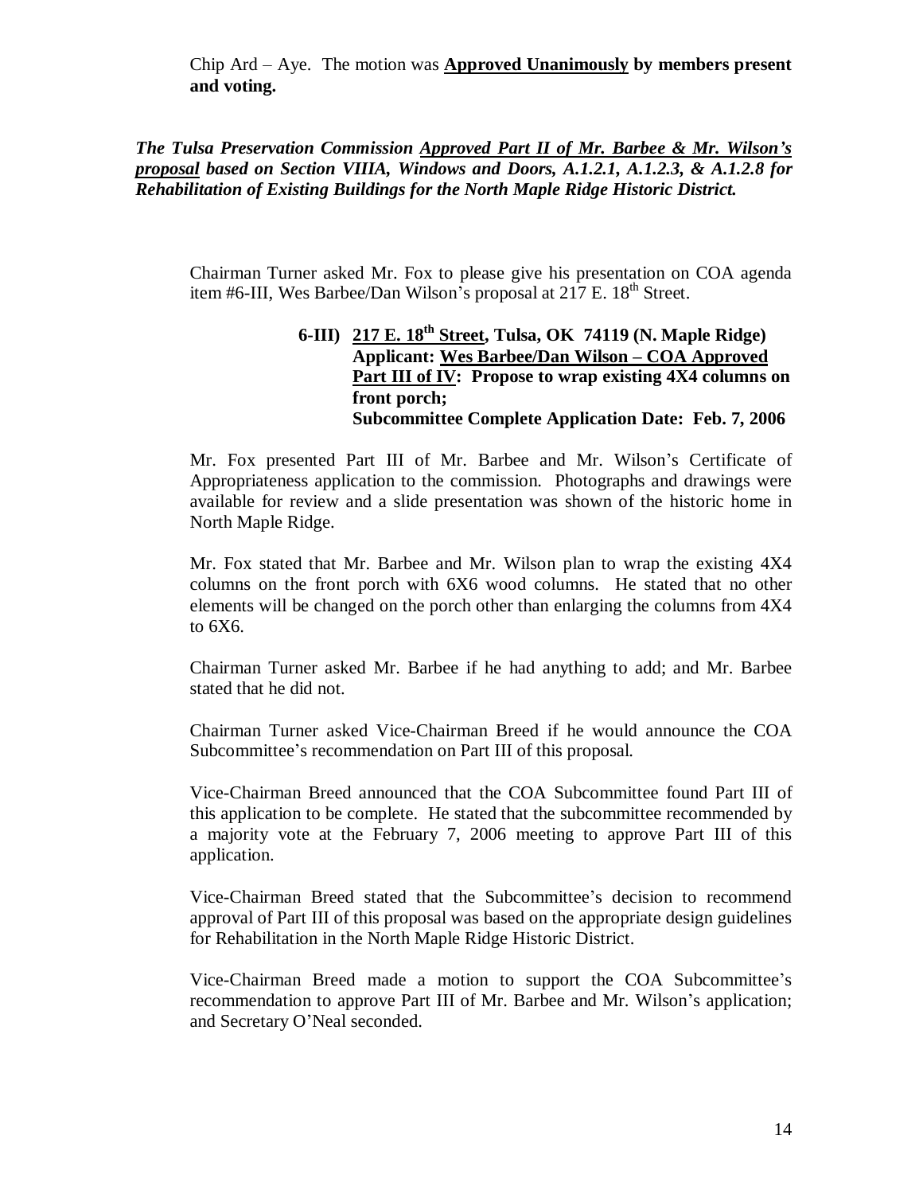Chip Ard – Aye. The motion was **Approved Unanimously by members present and voting.**

***The Tulsa Preservation Commission Approved Part II of Mr. Barbee & Mr. Wilson's proposal based on Section VIIIA, Windows and Doors, A.1.2.1, A.1.2.3, & A.1.2.8 for Rehabilitation of Existing Buildings for the North Maple Ridge Historic District.***

Chairman Turner asked Mr. Fox to please give his presentation on COA agenda item #6-III, Wes Barbee/Dan Wilson's proposal at 217 E. 18th Street.

> **6-III) 217 E. 18th Street, Tulsa, OK 74119 (N. Maple Ridge)**
> **Applicant: Wes Barbee/Dan Wilson – COA Approved**
> **Part III of IV: Propose to wrap existing 4X4 columns on front porch;**
> **Subcommittee Complete Application Date: Feb. 7, 2006**

Mr. Fox presented Part III of Mr. Barbee and Mr. Wilson's Certificate of Appropriateness application to the commission. Photographs and drawings were available for review and a slide presentation was shown of the historic home in North Maple Ridge.

Mr. Fox stated that Mr. Barbee and Mr. Wilson plan to wrap the existing 4X4 columns on the front porch with 6X6 wood columns. He stated that no other elements will be changed on the porch other than enlarging the columns from 4X4 to 6X6.

Chairman Turner asked Mr. Barbee if he had anything to add; and Mr. Barbee stated that he did not.

Chairman Turner asked Vice-Chairman Breed if he would announce the COA Subcommittee's recommendation on Part III of this proposal.

Vice-Chairman Breed announced that the COA Subcommittee found Part III of this application to be complete. He stated that the subcommittee recommended by a majority vote at the February 7, 2006 meeting to approve Part III of this application.

Vice-Chairman Breed stated that the Subcommittee's decision to recommend approval of Part III of this proposal was based on the appropriate design guidelines for Rehabilitation in the North Maple Ridge Historic District.

Vice-Chairman Breed made a motion to support the COA Subcommittee's recommendation to approve Part III of Mr. Barbee and Mr. Wilson's application; and Secretary O'Neal seconded.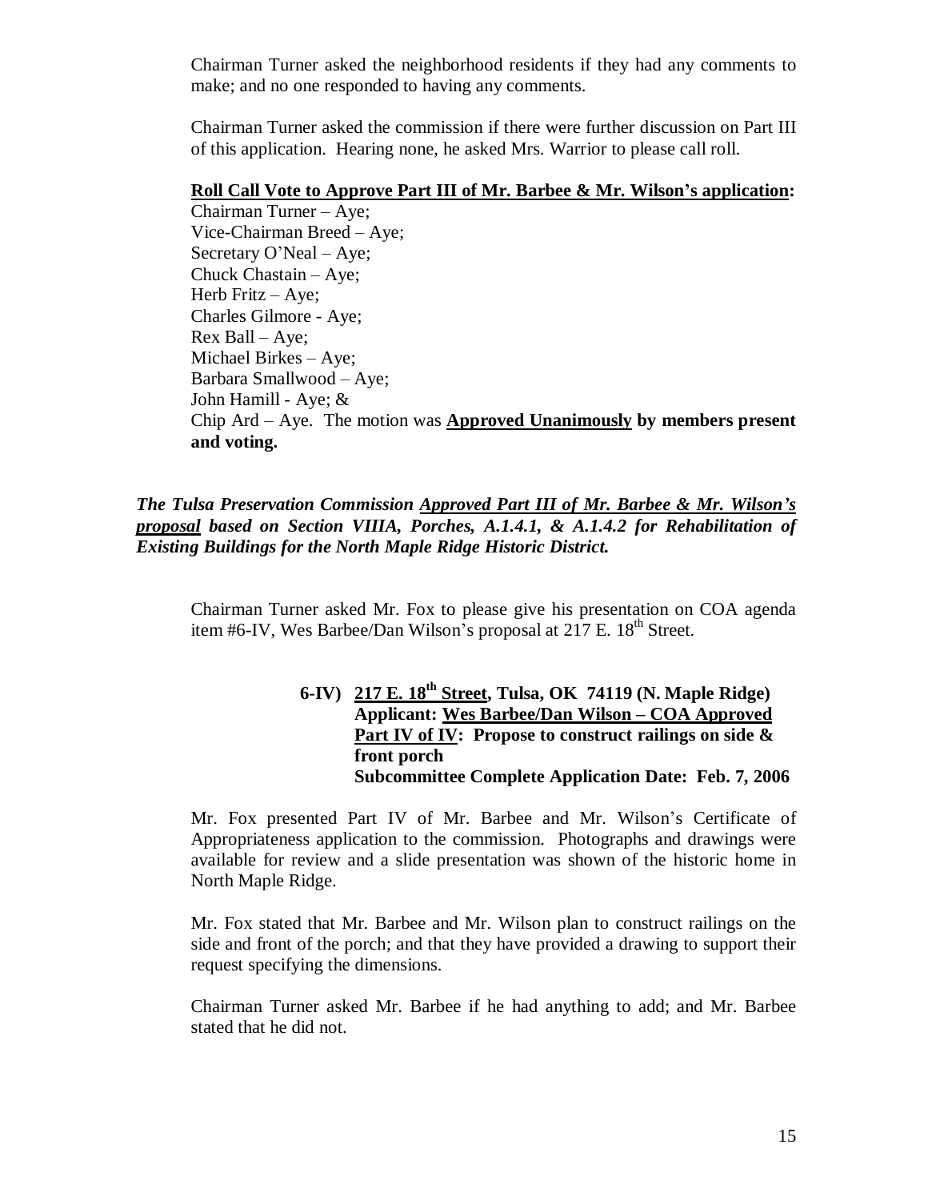Chairman Turner asked the neighborhood residents if they had any comments to make; and no one responded to having any comments.

Chairman Turner asked the commission if there were further discussion on Part III of this application. Hearing none, he asked Mrs. Warrior to please call roll.

**Roll Call Vote to Approve Part III of Mr. Barbee & Mr. Wilson's application:**
Chairman Turner – Aye;
Vice-Chairman Breed – Aye;
Secretary O'Neal – Aye;
Chuck Chastain – Aye;
Herb Fritz – Aye;
Charles Gilmore - Aye;
Rex Ball – Aye;
Michael Birkes – Aye;
Barbara Smallwood – Aye;
John Hamill - Aye; &
Chip Ard – Aye. The motion was **Approved Unanimously by members present and voting.**

***The Tulsa Preservation Commission Approved Part III of Mr. Barbee & Mr. Wilson's proposal based on Section VIIIA, Porches, A.1.4.1, & A.1.4.2 for Rehabilitation of Existing Buildings for the North Maple Ridge Historic District.***

Chairman Turner asked Mr. Fox to please give his presentation on COA agenda item #6-IV, Wes Barbee/Dan Wilson's proposal at 217 E. 18th Street.

**6-IV) 217 E. 18th Street, Tulsa, OK 74119 (N. Maple Ridge)**
**Applicant: Wes Barbee/Dan Wilson – COA Approved**
**Part IV of IV: Propose to construct railings on side & front porch**
**Subcommittee Complete Application Date: Feb. 7, 2006**

Mr. Fox presented Part IV of Mr. Barbee and Mr. Wilson's Certificate of Appropriateness application to the commission. Photographs and drawings were available for review and a slide presentation was shown of the historic home in North Maple Ridge.

Mr. Fox stated that Mr. Barbee and Mr. Wilson plan to construct railings on the side and front of the porch; and that they have provided a drawing to support their request specifying the dimensions.

Chairman Turner asked Mr. Barbee if he had anything to add; and Mr. Barbee stated that he did not.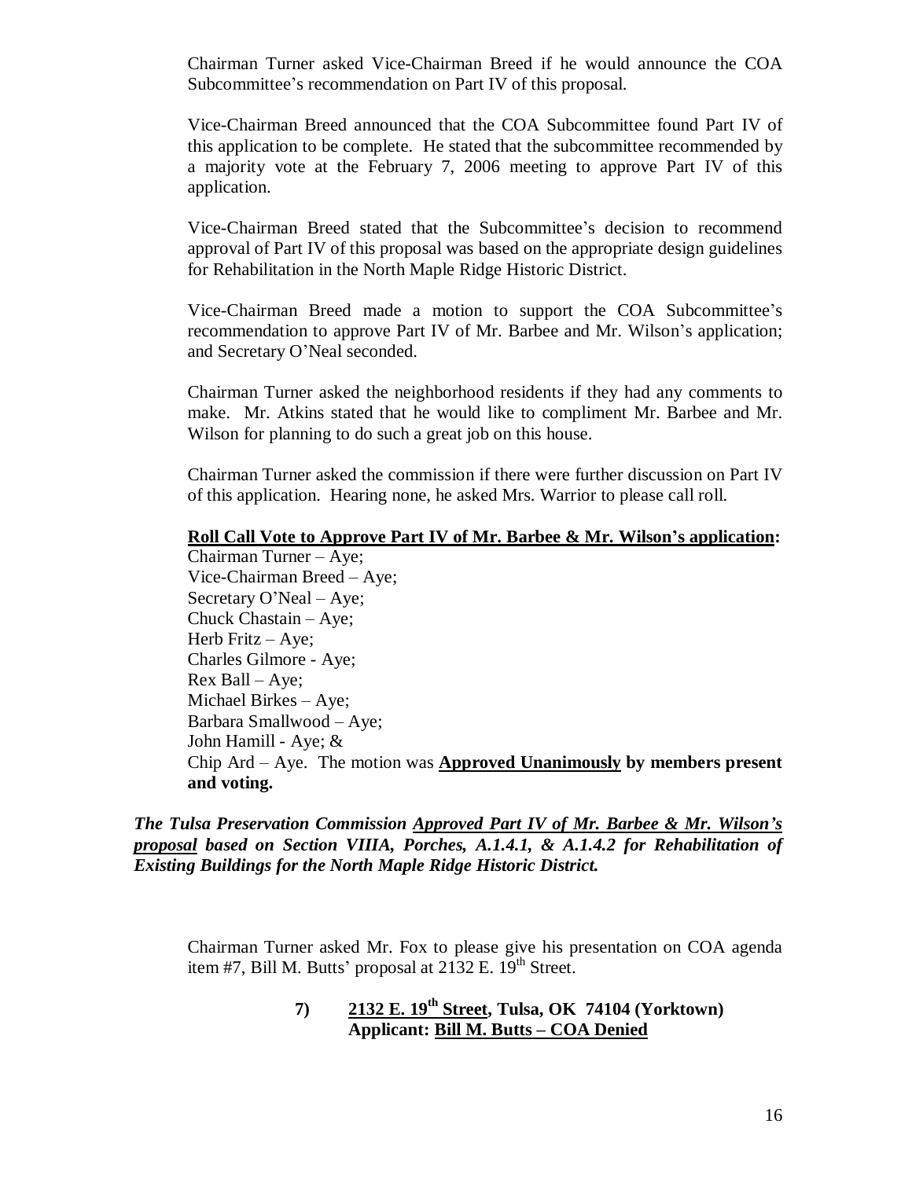Chairman Turner asked Vice-Chairman Breed if he would announce the COA Subcommittee's recommendation on Part IV of this proposal.

Vice-Chairman Breed announced that the COA Subcommittee found Part IV of this application to be complete. He stated that the subcommittee recommended by a majority vote at the February 7, 2006 meeting to approve Part IV of this application.

Vice-Chairman Breed stated that the Subcommittee's decision to recommend approval of Part IV of this proposal was based on the appropriate design guidelines for Rehabilitation in the North Maple Ridge Historic District.

Vice-Chairman Breed made a motion to support the COA Subcommittee's recommendation to approve Part IV of Mr. Barbee and Mr. Wilson's application; and Secretary O'Neal seconded.

Chairman Turner asked the neighborhood residents if they had any comments to make. Mr. Atkins stated that he would like to compliment Mr. Barbee and Mr. Wilson for planning to do such a great job on this house.

Chairman Turner asked the commission if there were further discussion on Part IV of this application. Hearing none, he asked Mrs. Warrior to please call roll.

**<u>Roll Call Vote to Approve Part IV of Mr. Barbee & Mr. Wilson's application</u>:**
Chairman Turner – Aye;
Vice-Chairman Breed – Aye;
Secretary O'Neal – Aye;
Chuck Chastain – Aye;
Herb Fritz – Aye;
Charles Gilmore - Aye;
Rex Ball – Aye;
Michael Birkes – Aye;
Barbara Smallwood – Aye;
John Hamill - Aye; &
Chip Ard – Aye. The motion was **<u>Approved Unanimously</u> by members present and voting.**

***The Tulsa Preservation Commission <u>Approved Part IV of Mr. Barbee & Mr. Wilson's proposal</u> based on Section VIIIA, Porches, A.1.4.1, & A.1.4.2 for Rehabilitation of Existing Buildings for the North Maple Ridge Historic District.***

Chairman Turner asked Mr. Fox to please give his presentation on COA agenda item #7, Bill M. Butts' proposal at 2132 E. 19th Street.

**7) <u>2132 E. 19th Street</u>, Tulsa, OK 74104 (Yorktown)**
**Applicant: <u>Bill M. Butts – COA Denied</u>**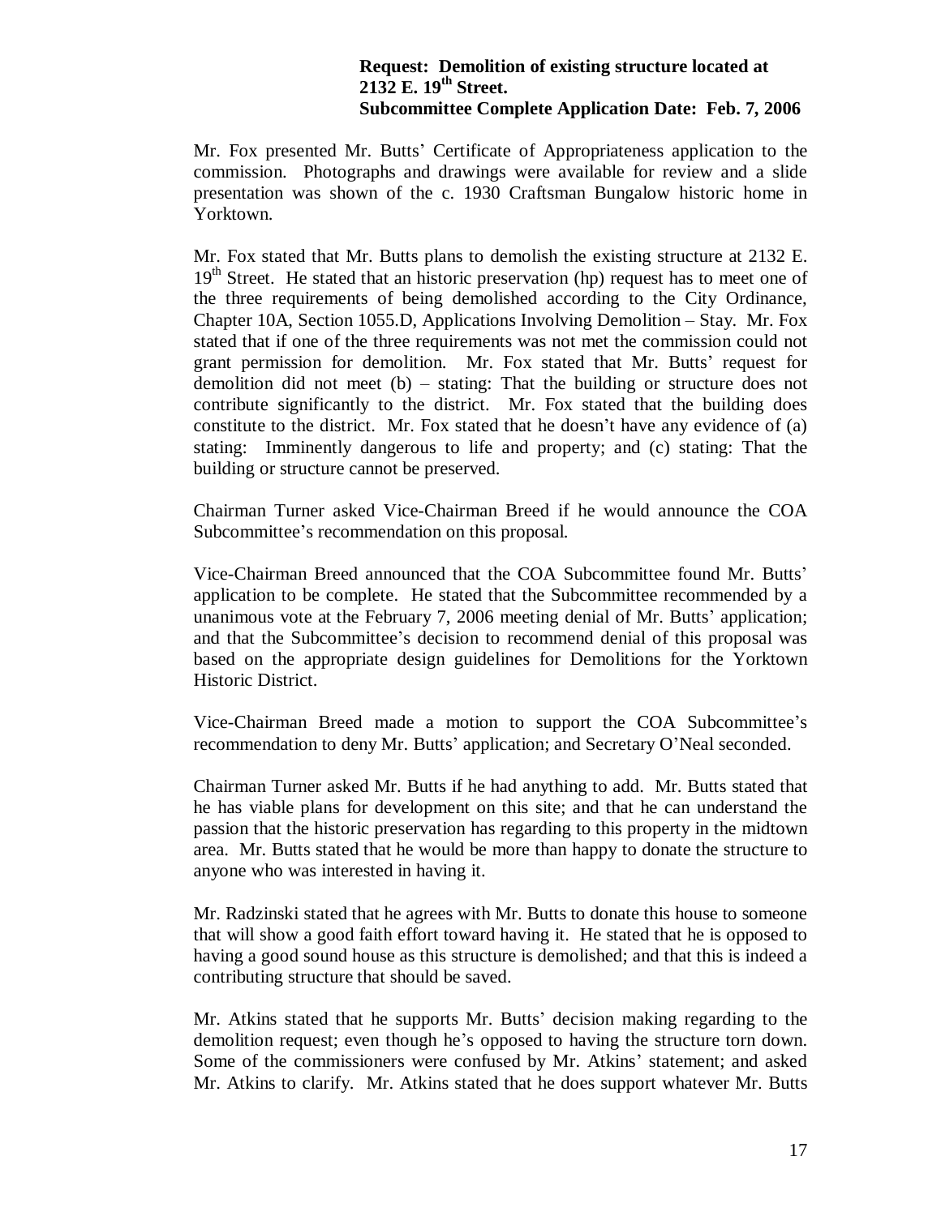**Request: Demolition of existing structure located at 2132 E. 19th Street.**
**Subcommittee Complete Application Date: Feb. 7, 2006**

Mr. Fox presented Mr. Butts' Certificate of Appropriateness application to the commission. Photographs and drawings were available for review and a slide presentation was shown of the c. 1930 Craftsman Bungalow historic home in Yorktown.

Mr. Fox stated that Mr. Butts plans to demolish the existing structure at 2132 E. 19th Street. He stated that an historic preservation (hp) request has to meet one of the three requirements of being demolished according to the City Ordinance, Chapter 10A, Section 1055.D, Applications Involving Demolition – Stay. Mr. Fox stated that if one of the three requirements was not met the commission could not grant permission for demolition. Mr. Fox stated that Mr. Butts' request for demolition did not meet (b) – stating: That the building or structure does not contribute significantly to the district. Mr. Fox stated that the building does constitute to the district. Mr. Fox stated that he doesn't have any evidence of (a) stating: Imminently dangerous to life and property; and (c) stating: That the building or structure cannot be preserved.

Chairman Turner asked Vice-Chairman Breed if he would announce the COA Subcommittee's recommendation on this proposal.

Vice-Chairman Breed announced that the COA Subcommittee found Mr. Butts' application to be complete. He stated that the Subcommittee recommended by a unanimous vote at the February 7, 2006 meeting denial of Mr. Butts' application; and that the Subcommittee's decision to recommend denial of this proposal was based on the appropriate design guidelines for Demolitions for the Yorktown Historic District.

Vice-Chairman Breed made a motion to support the COA Subcommittee's recommendation to deny Mr. Butts' application; and Secretary O'Neal seconded.

Chairman Turner asked Mr. Butts if he had anything to add. Mr. Butts stated that he has viable plans for development on this site; and that he can understand the passion that the historic preservation has regarding to this property in the midtown area. Mr. Butts stated that he would be more than happy to donate the structure to anyone who was interested in having it.

Mr. Radzinski stated that he agrees with Mr. Butts to donate this house to someone that will show a good faith effort toward having it. He stated that he is opposed to having a good sound house as this structure is demolished; and that this is indeed a contributing structure that should be saved.

Mr. Atkins stated that he supports Mr. Butts' decision making regarding to the demolition request; even though he's opposed to having the structure torn down. Some of the commissioners were confused by Mr. Atkins' statement; and asked Mr. Atkins to clarify. Mr. Atkins stated that he does support whatever Mr. Butts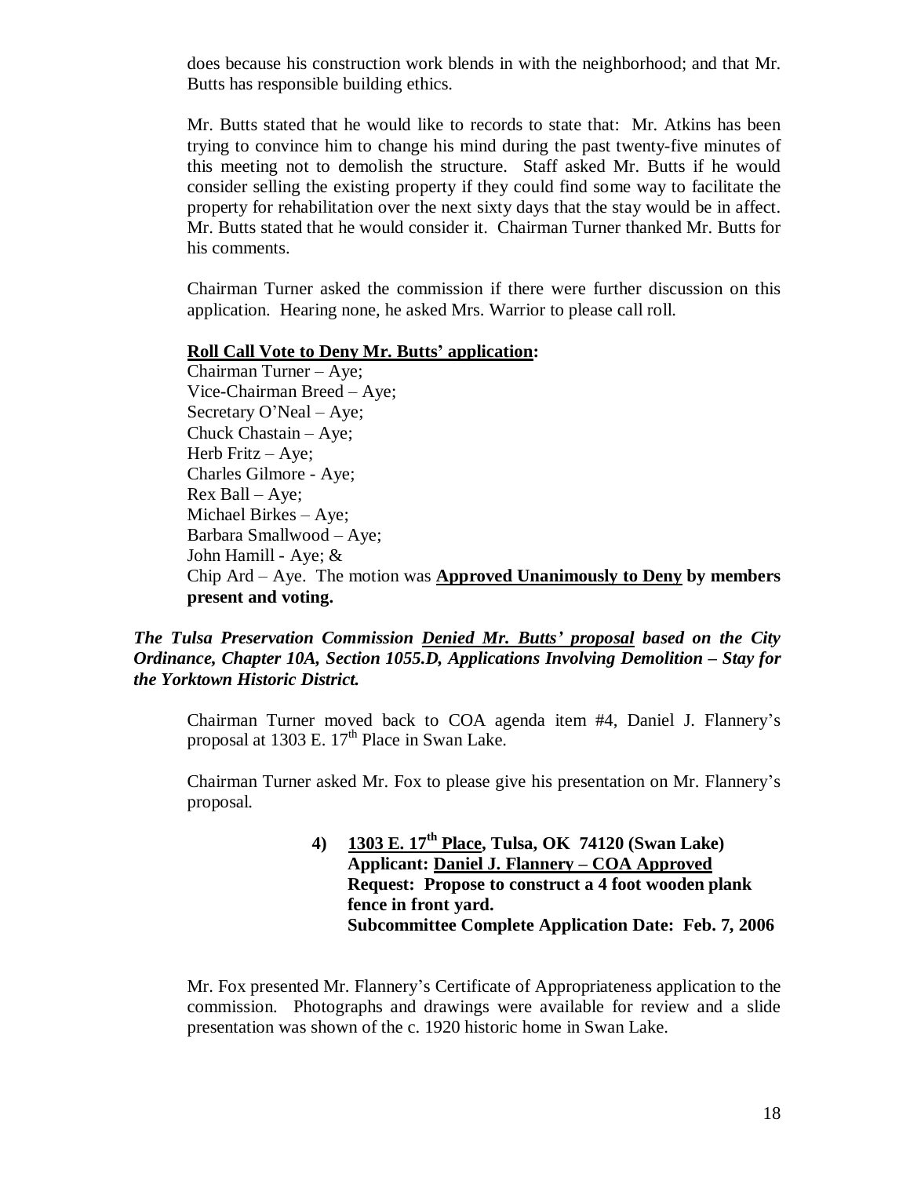does because his construction work blends in with the neighborhood; and that Mr. Butts has responsible building ethics.

Mr. Butts stated that he would like to records to state that: Mr. Atkins has been trying to convince him to change his mind during the past twenty-five minutes of this meeting not to demolish the structure. Staff asked Mr. Butts if he would consider selling the existing property if they could find some way to facilitate the property for rehabilitation over the next sixty days that the stay would be in affect. Mr. Butts stated that he would consider it. Chairman Turner thanked Mr. Butts for his comments.

Chairman Turner asked the commission if there were further discussion on this application. Hearing none, he asked Mrs. Warrior to please call roll.

**Roll Call Vote to Deny Mr. Butts' application:**

Chairman Turner – Aye;
Vice-Chairman Breed – Aye;
Secretary O'Neal – Aye;
Chuck Chastain – Aye;
Herb Fritz – Aye;
Charles Gilmore - Aye;
Rex Ball – Aye;
Michael Birkes – Aye;
Barbara Smallwood – Aye;
John Hamill - Aye; &
Chip Ard – Aye. The motion was **Approved Unanimously to Deny by members present and voting.**

***The Tulsa Preservation Commission Denied Mr. Butts' proposal based on the City Ordinance, Chapter 10A, Section 1055.D, Applications Involving Demolition – Stay for the Yorktown Historic District.***

Chairman Turner moved back to COA agenda item #4, Daniel J. Flannery's proposal at 1303 E. 17th Place in Swan Lake.

Chairman Turner asked Mr. Fox to please give his presentation on Mr. Flannery's proposal.

**4) 1303 E. 17th Place, Tulsa, OK 74120 (Swan Lake)**
**Applicant: Daniel J. Flannery – COA Approved**
**Request: Propose to construct a 4 foot wooden plank fence in front yard.**
**Subcommittee Complete Application Date: Feb. 7, 2006**

Mr. Fox presented Mr. Flannery's Certificate of Appropriateness application to the commission. Photographs and drawings were available for review and a slide presentation was shown of the c. 1920 historic home in Swan Lake.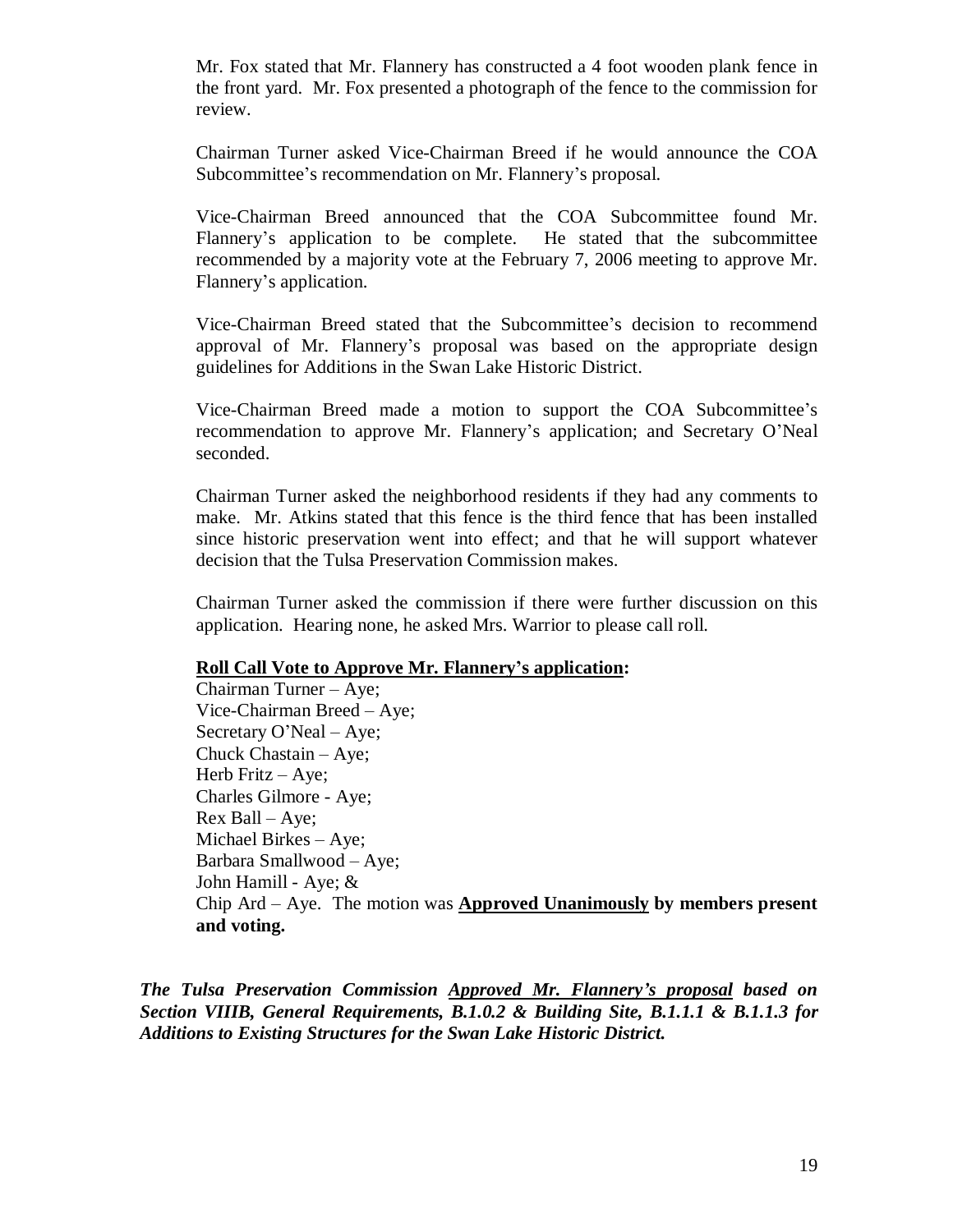Mr. Fox stated that Mr. Flannery has constructed a 4 foot wooden plank fence in the front yard. Mr. Fox presented a photograph of the fence to the commission for review.

Chairman Turner asked Vice-Chairman Breed if he would announce the COA Subcommittee's recommendation on Mr. Flannery's proposal.

Vice-Chairman Breed announced that the COA Subcommittee found Mr. Flannery's application to be complete. He stated that the subcommittee recommended by a majority vote at the February 7, 2006 meeting to approve Mr. Flannery's application.

Vice-Chairman Breed stated that the Subcommittee's decision to recommend approval of Mr. Flannery's proposal was based on the appropriate design guidelines for Additions in the Swan Lake Historic District.

Vice-Chairman Breed made a motion to support the COA Subcommittee's recommendation to approve Mr. Flannery's application; and Secretary O'Neal seconded.

Chairman Turner asked the neighborhood residents if they had any comments to make. Mr. Atkins stated that this fence is the third fence that has been installed since historic preservation went into effect; and that he will support whatever decision that the Tulsa Preservation Commission makes.

Chairman Turner asked the commission if there were further discussion on this application. Hearing none, he asked Mrs. Warrior to please call roll.

**<u>Roll Call Vote to Approve Mr. Flannery's application</u>:**

Chairman Turner – Aye;
Vice-Chairman Breed – Aye;
Secretary O'Neal – Aye;
Chuck Chastain – Aye;
Herb Fritz – Aye;
Charles Gilmore - Aye;
Rex Ball – Aye;
Michael Birkes – Aye;
Barbara Smallwood – Aye;
John Hamill - Aye; &
Chip Ard – Aye. The motion was **<u>Approved Unanimously</u> by members present and voting.**

***The Tulsa Preservation Commission <u>Approved Mr. Flannery's proposal</u> based on Section VIIIB, General Requirements, B.1.0.2 & Building Site, B.1.1.1 & B.1.1.3 for Additions to Existing Structures for the Swan Lake Historic District.***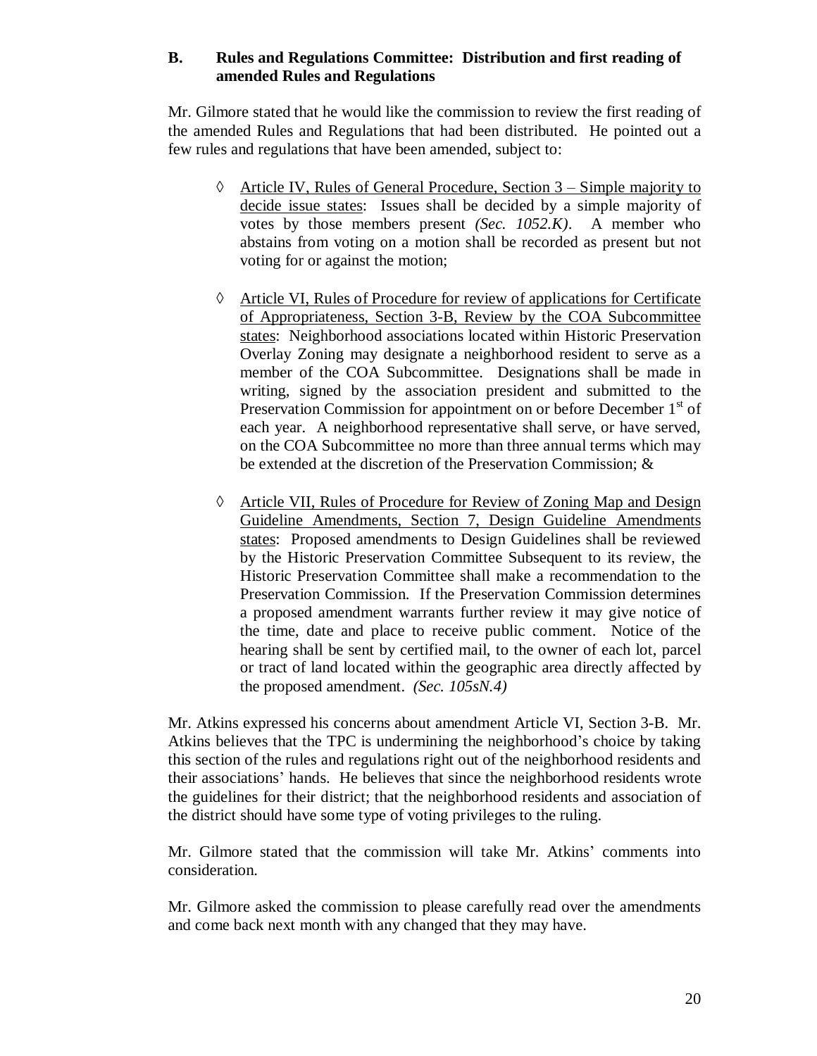**B. Rules and Regulations Committee: Distribution and first reading of amended Rules and Regulations**

Mr. Gilmore stated that he would like the commission to review the first reading of the amended Rules and Regulations that had been distributed. He pointed out a few rules and regulations that have been amended, subject to:

- ◊ Article IV, Rules of General Procedure, Section 3 – Simple majority to decide issue states: Issues shall be decided by a simple majority of votes by those members present *(Sec. 1052.K)*. A member who abstains from voting on a motion shall be recorded as present but not voting for or against the motion;

- ◊ Article VI, Rules of Procedure for review of applications for Certificate of Appropriateness, Section 3-B, Review by the COA Subcommittee states: Neighborhood associations located within Historic Preservation Overlay Zoning may designate a neighborhood resident to serve as a member of the COA Subcommittee. Designations shall be made in writing, signed by the association president and submitted to the Preservation Commission for appointment on or before December 1st of each year. A neighborhood representative shall serve, or have served, on the COA Subcommittee no more than three annual terms which may be extended at the discretion of the Preservation Commission; &

- ◊ Article VII, Rules of Procedure for Review of Zoning Map and Design Guideline Amendments, Section 7, Design Guideline Amendments states: Proposed amendments to Design Guidelines shall be reviewed by the Historic Preservation Committee Subsequent to its review, the Historic Preservation Committee shall make a recommendation to the Preservation Commission. If the Preservation Commission determines a proposed amendment warrants further review it may give notice of the time, date and place to receive public comment. Notice of the hearing shall be sent by certified mail, to the owner of each lot, parcel or tract of land located within the geographic area directly affected by the proposed amendment. *(Sec. 105sN.4)*

Mr. Atkins expressed his concerns about amendment Article VI, Section 3-B. Mr. Atkins believes that the TPC is undermining the neighborhood's choice by taking this section of the rules and regulations right out of the neighborhood residents and their associations' hands. He believes that since the neighborhood residents wrote the guidelines for their district; that the neighborhood residents and association of the district should have some type of voting privileges to the ruling.

Mr. Gilmore stated that the commission will take Mr. Atkins' comments into consideration.

Mr. Gilmore asked the commission to please carefully read over the amendments and come back next month with any changed that they may have.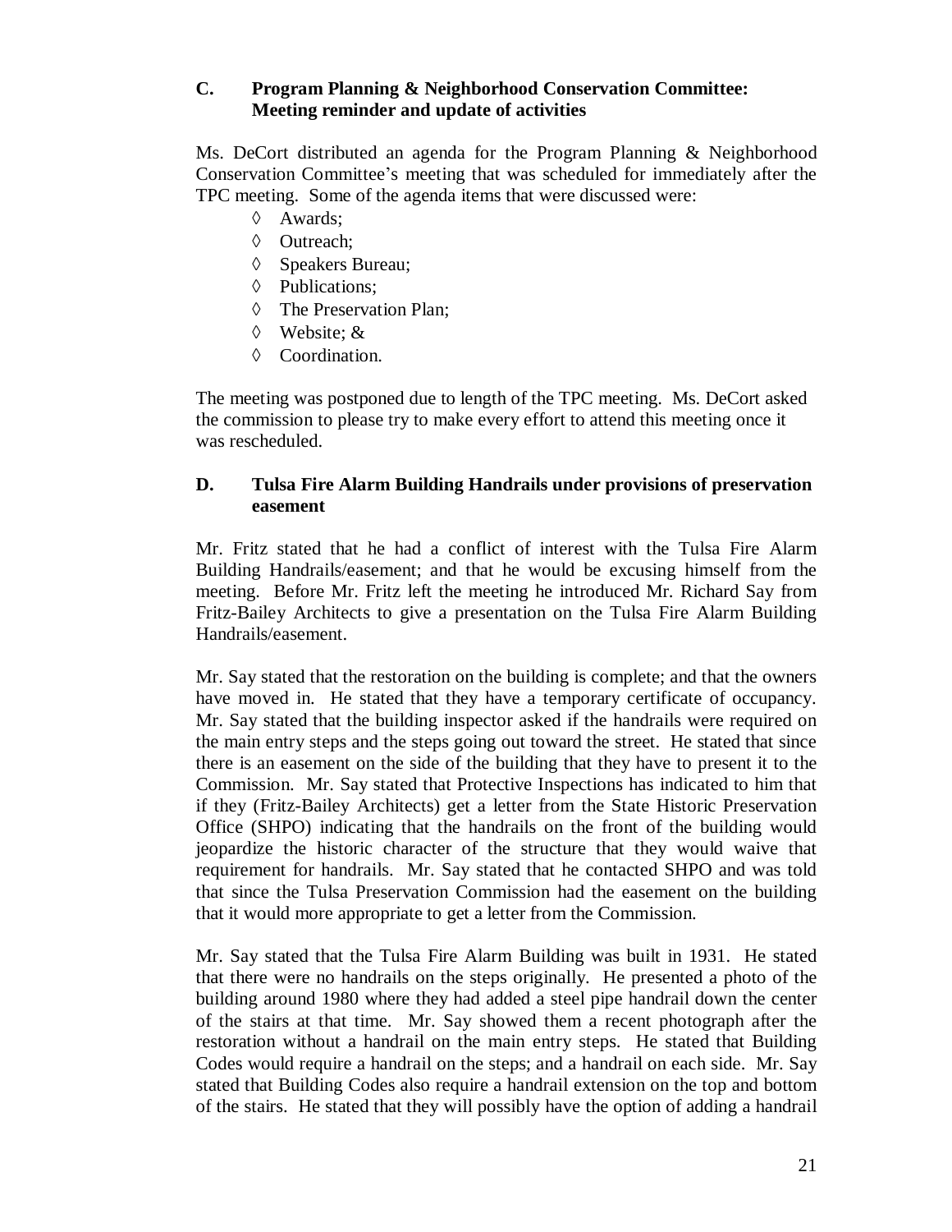**C. Program Planning & Neighborhood Conservation Committee: Meeting reminder and update of activities**

Ms. DeCort distributed an agenda for the Program Planning & Neighborhood Conservation Committee's meeting that was scheduled for immediately after the TPC meeting. Some of the agenda items that were discussed were:

- ◊ Awards;
- ◊ Outreach;
- ◊ Speakers Bureau;
- ◊ Publications;
- ◊ The Preservation Plan;
- ◊ Website; &
- ◊ Coordination.

The meeting was postponed due to length of the TPC meeting. Ms. DeCort asked the commission to please try to make every effort to attend this meeting once it was rescheduled.

**D. Tulsa Fire Alarm Building Handrails under provisions of preservation easement**

Mr. Fritz stated that he had a conflict of interest with the Tulsa Fire Alarm Building Handrails/easement; and that he would be excusing himself from the meeting. Before Mr. Fritz left the meeting he introduced Mr. Richard Say from Fritz-Bailey Architects to give a presentation on the Tulsa Fire Alarm Building Handrails/easement.

Mr. Say stated that the restoration on the building is complete; and that the owners have moved in. He stated that they have a temporary certificate of occupancy. Mr. Say stated that the building inspector asked if the handrails were required on the main entry steps and the steps going out toward the street. He stated that since there is an easement on the side of the building that they have to present it to the Commission. Mr. Say stated that Protective Inspections has indicated to him that if they (Fritz-Bailey Architects) get a letter from the State Historic Preservation Office (SHPO) indicating that the handrails on the front of the building would jeopardize the historic character of the structure that they would waive that requirement for handrails. Mr. Say stated that he contacted SHPO and was told that since the Tulsa Preservation Commission had the easement on the building that it would more appropriate to get a letter from the Commission.

Mr. Say stated that the Tulsa Fire Alarm Building was built in 1931. He stated that there were no handrails on the steps originally. He presented a photo of the building around 1980 where they had added a steel pipe handrail down the center of the stairs at that time. Mr. Say showed them a recent photograph after the restoration without a handrail on the main entry steps. He stated that Building Codes would require a handrail on the steps; and a handrail on each side. Mr. Say stated that Building Codes also require a handrail extension on the top and bottom of the stairs. He stated that they will possibly have the option of adding a handrail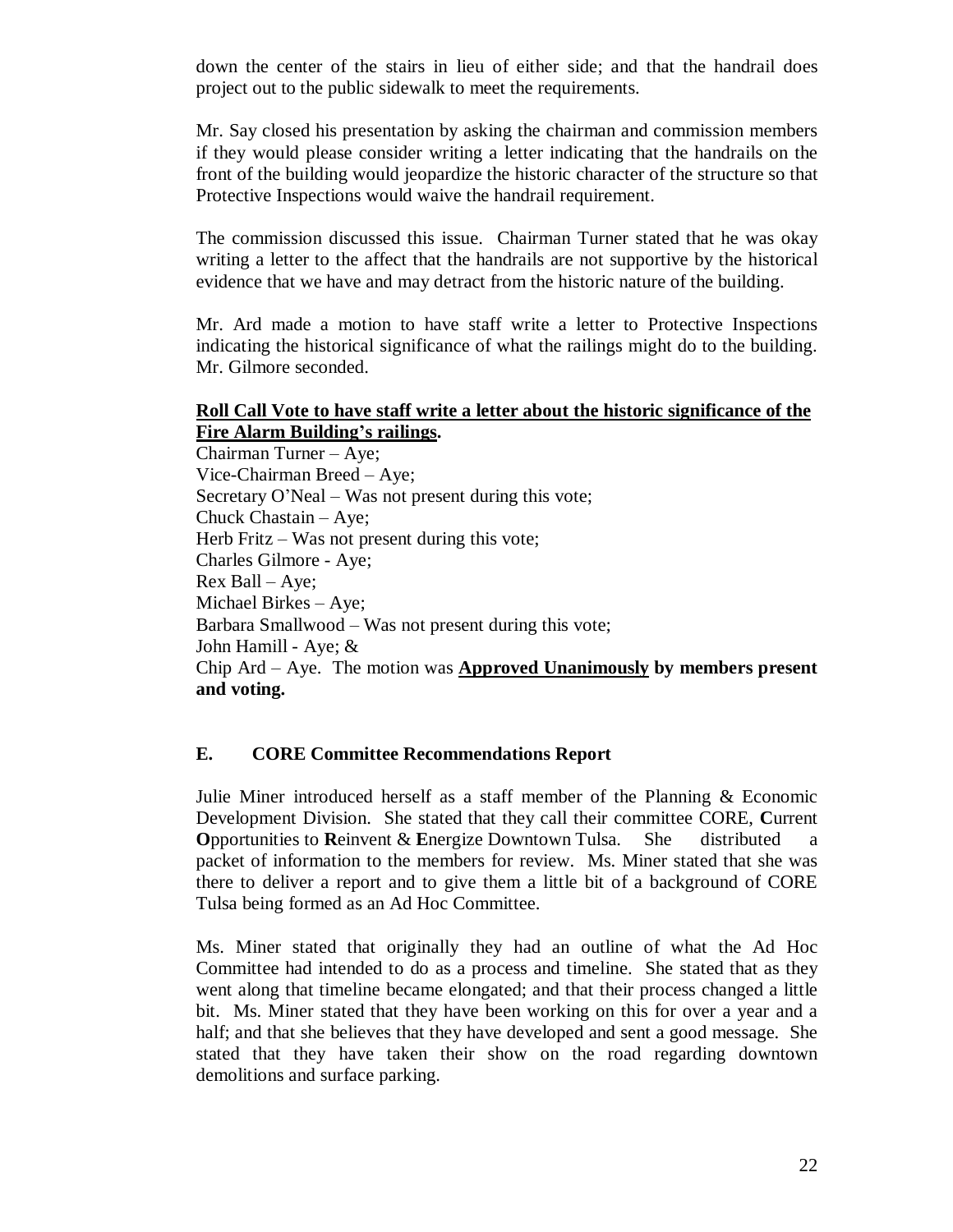down the center of the stairs in lieu of either side; and that the handrail does project out to the public sidewalk to meet the requirements.

Mr. Say closed his presentation by asking the chairman and commission members if they would please consider writing a letter indicating that the handrails on the front of the building would jeopardize the historic character of the structure so that Protective Inspections would waive the handrail requirement.

The commission discussed this issue. Chairman Turner stated that he was okay writing a letter to the affect that the handrails are not supportive by the historical evidence that we have and may detract from the historic nature of the building.

Mr. Ard made a motion to have staff write a letter to Protective Inspections indicating the historical significance of what the railings might do to the building. Mr. Gilmore seconded.

**<u>Roll Call Vote to have staff write a letter about the historic significance of the Fire Alarm Building's railings</u>.**

Chairman Turner – Aye;
Vice-Chairman Breed – Aye;
Secretary O'Neal – Was not present during this vote;
Chuck Chastain – Aye;
Herb Fritz – Was not present during this vote;
Charles Gilmore - Aye;
Rex Ball – Aye;
Michael Birkes – Aye;
Barbara Smallwood – Was not present during this vote;
John Hamill - Aye; &
Chip Ard – Aye. The motion was **<u>Approved Unanimously</u> by members present and voting.**

### E. CORE Committee Recommendations Report

Julie Miner introduced herself as a staff member of the Planning & Economic Development Division. She stated that they call their committee CORE, **C**urrent **O**pportunities to **R**einvent & **E**nergize Downtown Tulsa. She distributed a packet of information to the members for review. Ms. Miner stated that she was there to deliver a report and to give them a little bit of a background of CORE Tulsa being formed as an Ad Hoc Committee.

Ms. Miner stated that originally they had an outline of what the Ad Hoc Committee had intended to do as a process and timeline. She stated that as they went along that timeline became elongated; and that their process changed a little bit. Ms. Miner stated that they have been working on this for over a year and a half; and that she believes that they have developed and sent a good message. She stated that they have taken their show on the road regarding downtown demolitions and surface parking.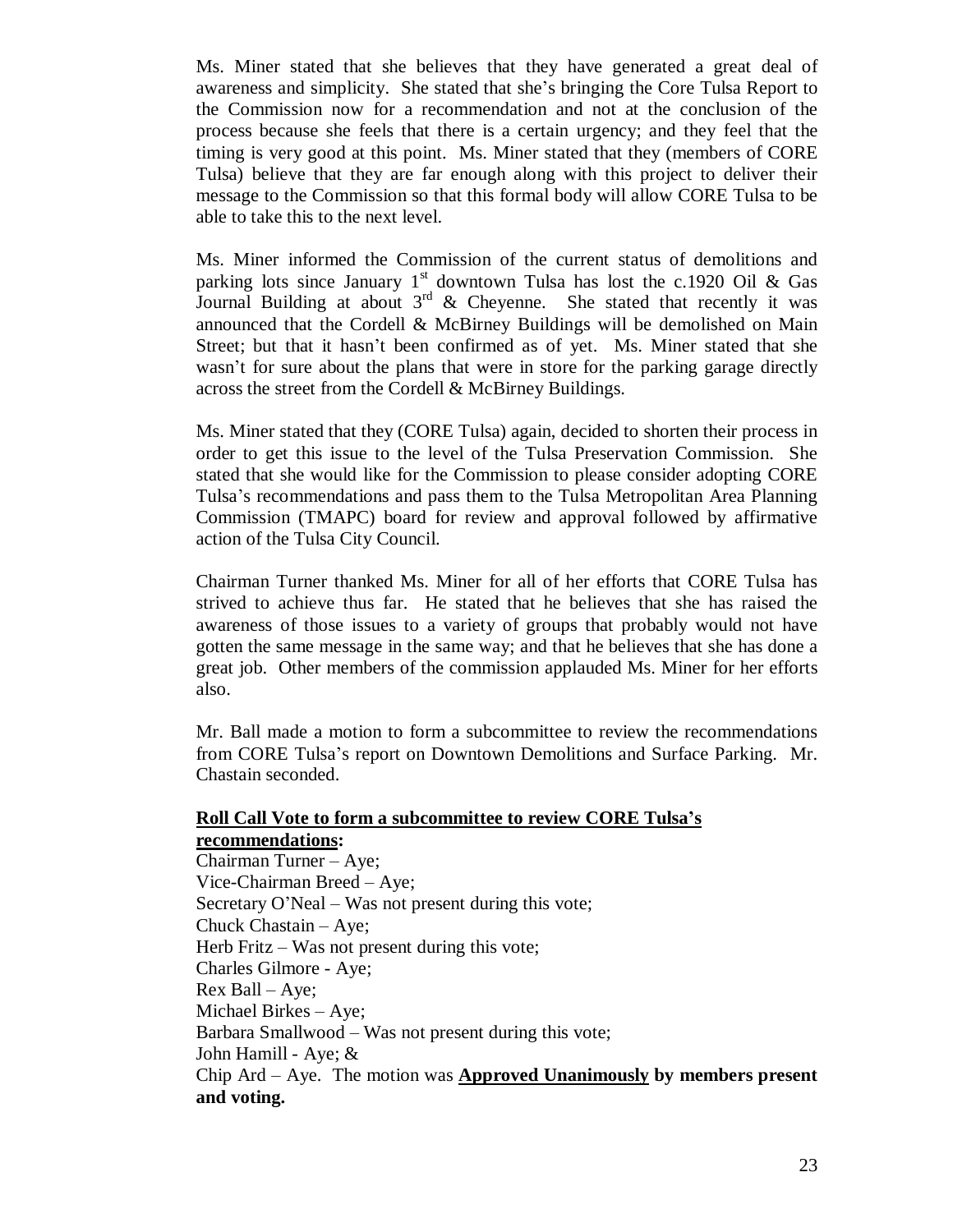Ms. Miner stated that she believes that they have generated a great deal of awareness and simplicity. She stated that she's bringing the Core Tulsa Report to the Commission now for a recommendation and not at the conclusion of the process because she feels that there is a certain urgency; and they feel that the timing is very good at this point. Ms. Miner stated that they (members of CORE Tulsa) believe that they are far enough along with this project to deliver their message to the Commission so that this formal body will allow CORE Tulsa to be able to take this to the next level.

Ms. Miner informed the Commission of the current status of demolitions and parking lots since January 1st downtown Tulsa has lost the c.1920 Oil & Gas Journal Building at about 3rd & Cheyenne. She stated that recently it was announced that the Cordell & McBirney Buildings will be demolished on Main Street; but that it hasn't been confirmed as of yet. Ms. Miner stated that she wasn't for sure about the plans that were in store for the parking garage directly across the street from the Cordell & McBirney Buildings.

Ms. Miner stated that they (CORE Tulsa) again, decided to shorten their process in order to get this issue to the level of the Tulsa Preservation Commission. She stated that she would like for the Commission to please consider adopting CORE Tulsa's recommendations and pass them to the Tulsa Metropolitan Area Planning Commission (TMAPC) board for review and approval followed by affirmative action of the Tulsa City Council.

Chairman Turner thanked Ms. Miner for all of her efforts that CORE Tulsa has strived to achieve thus far. He stated that he believes that she has raised the awareness of those issues to a variety of groups that probably would not have gotten the same message in the same way; and that he believes that she has done a great job. Other members of the commission applauded Ms. Miner for her efforts also.

Mr. Ball made a motion to form a subcommittee to review the recommendations from CORE Tulsa's report on Downtown Demolitions and Surface Parking. Mr. Chastain seconded.

**Roll Call Vote to form a subcommittee to review CORE Tulsa's recommendations:**

Chairman Turner – Aye;
Vice-Chairman Breed – Aye;
Secretary O'Neal – Was not present during this vote;
Chuck Chastain – Aye;
Herb Fritz – Was not present during this vote;
Charles Gilmore - Aye;
Rex Ball – Aye;
Michael Birkes – Aye;
Barbara Smallwood – Was not present during this vote;
John Hamill - Aye; &
Chip Ard – Aye. The motion was **Approved Unanimously by members present and voting.**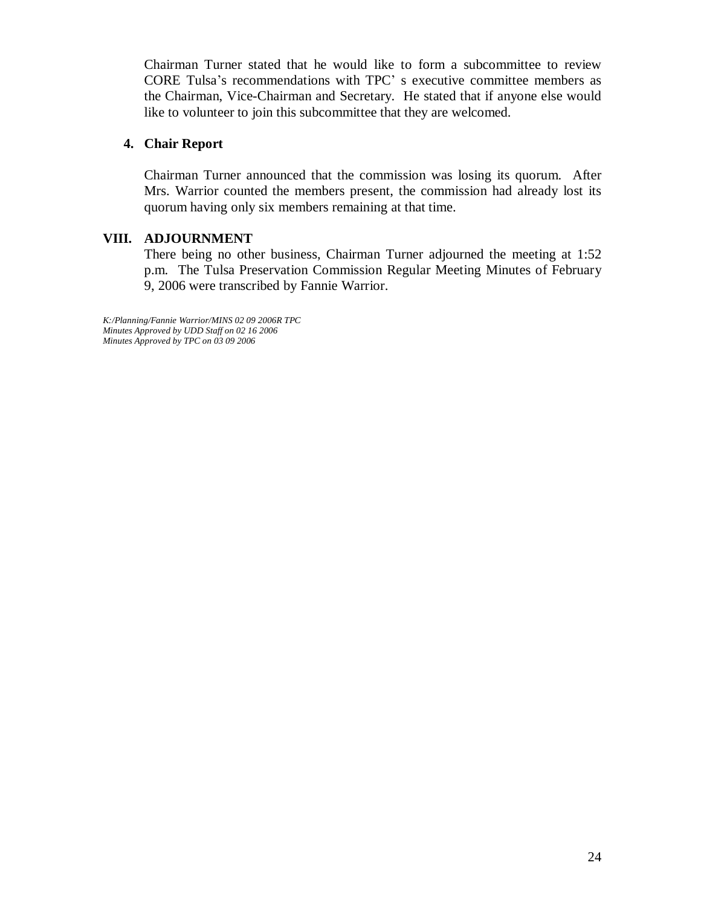Chairman Turner stated that he would like to form a subcommittee to review CORE Tulsa's recommendations with TPC' s executive committee members as the Chairman, Vice-Chairman and Secretary. He stated that if anyone else would like to volunteer to join this subcommittee that they are welcomed.

**4. Chair Report**

Chairman Turner announced that the commission was losing its quorum. After Mrs. Warrior counted the members present, the commission had already lost its quorum having only six members remaining at that time.

## VIII. ADJOURNMENT

There being no other business, Chairman Turner adjourned the meeting at 1:52 p.m. The Tulsa Preservation Commission Regular Meeting Minutes of February 9, 2006 were transcribed by Fannie Warrior.

*K:/Planning/Fannie Warrior/MINS 02 09 2006R TPC*
*Minutes Approved by UDD Staff on 02 16 2006*
*Minutes Approved by TPC on 03 09 2006*